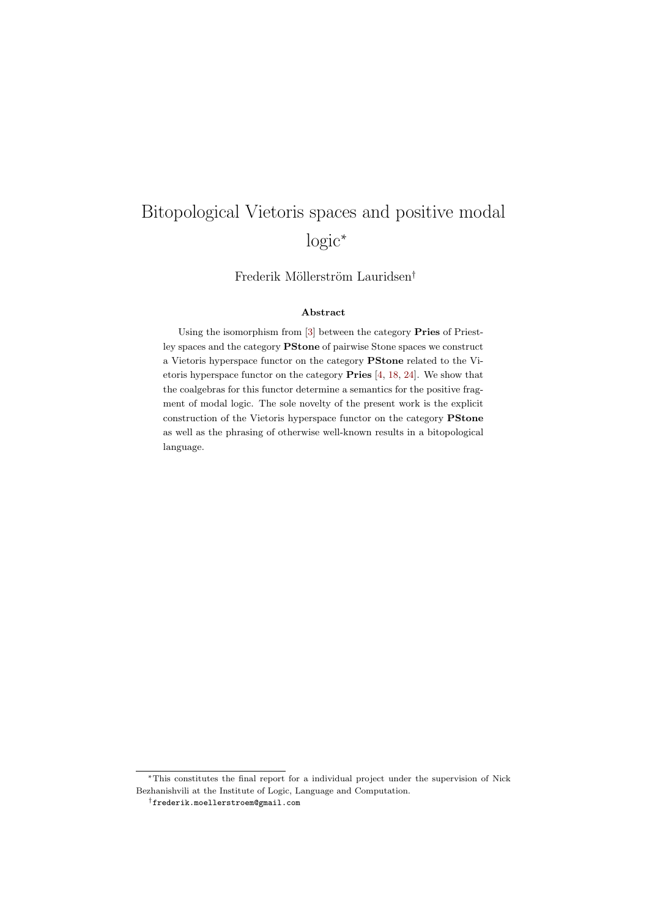# Bitopological Vietoris spaces and positive modal logic[*]

Frederik Möllerström Lauridsen[†]

**Abstract**

Using the isomorphism from [3] between the category **Pries** of Priestley spaces and the category **PStone** of pairwise Stone spaces we construct a Vietoris hyperspace functor on the category **PStone** related to the Vietoris hyperspace functor on the category **Pries** [4, 18, 24]. We show that the coalgebras for this functor determine a semantics for the positive fragment of modal logic. The sole novelty of the present work is the explicit construction of the Vietoris hyperspace functor on the category **PStone** as well as the phrasing of otherwise well-known results in a bitopological language.

[*] This constitutes the final report for a individual project under the supervision of Nick Bezhanishvili at the Institute of Logic, Language and Computation.

[†] `frederik.moellerstroem@gmail.com`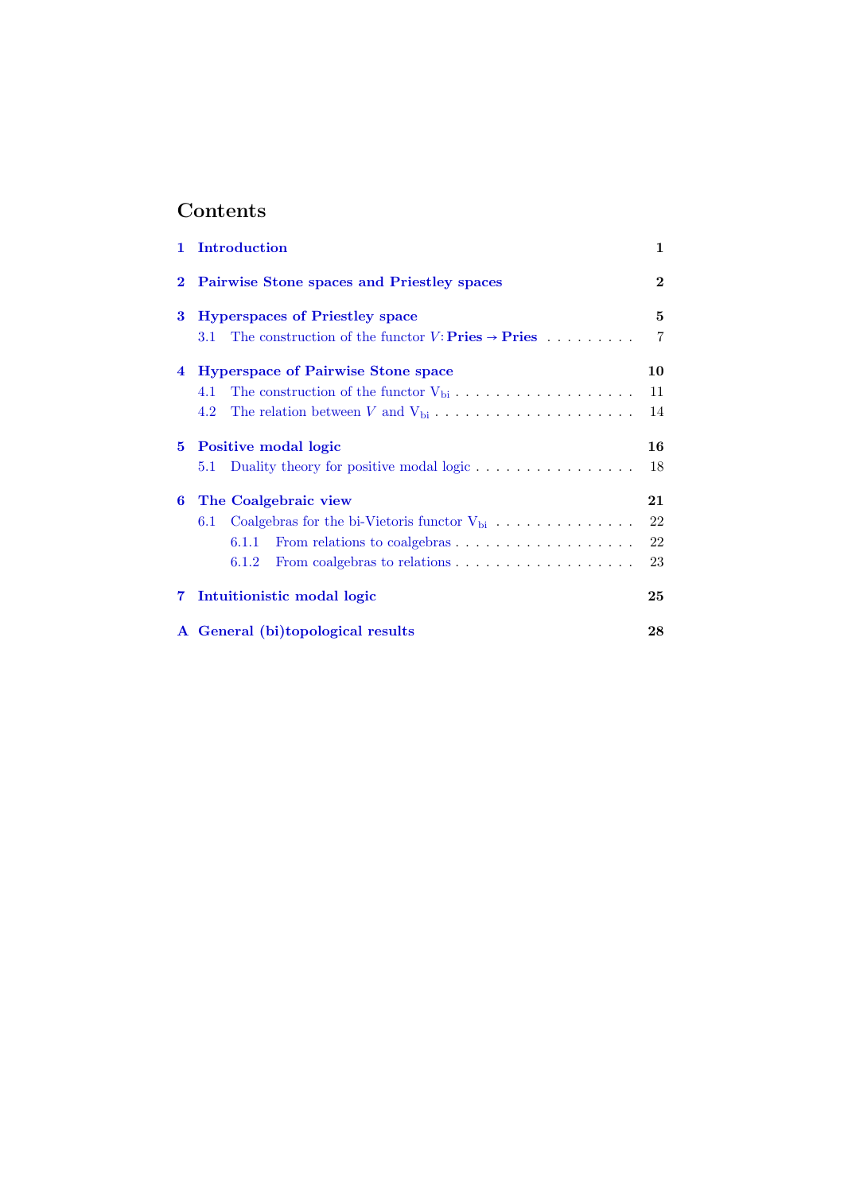# Contents

1 Introduction 1

2 Pairwise Stone spaces and Priestley spaces 2

3 Hyperspaces of Priestley space 5
- 3.1 The construction of the functor $V\colon \mathbf{Pries} \to \mathbf{Pries}$ . . . . . . . . . 7

4 Hyperspace of Pairwise Stone space 10
- 4.1 The construction of the functor $\mathrm{V}_{\mathrm{bi}}$ . . . . . . . . . . . . . . . . . . . 11
- 4.2 The relation between $V$ and $\mathrm{V}_{\mathrm{bi}}$ . . . . . . . . . . . . . . . . . . . 14

5 Positive modal logic 16
- 5.1 Duality theory for positive modal logic . . . . . . . . . . . . . . . . 18

6 The Coalgebraic view 21
- 6.1 Coalgebras for the bi-Vietoris functor $\mathrm{V}_{\mathrm{bi}}$ . . . . . . . . . . . . . 22
  - 6.1.1 From relations to coalgebras . . . . . . . . . . . . . . . . . . 22
  - 6.1.2 From coalgebras to relations . . . . . . . . . . . . . . . . . . 23

7 Intuitionistic modal logic 25

A General (bi)topological results 28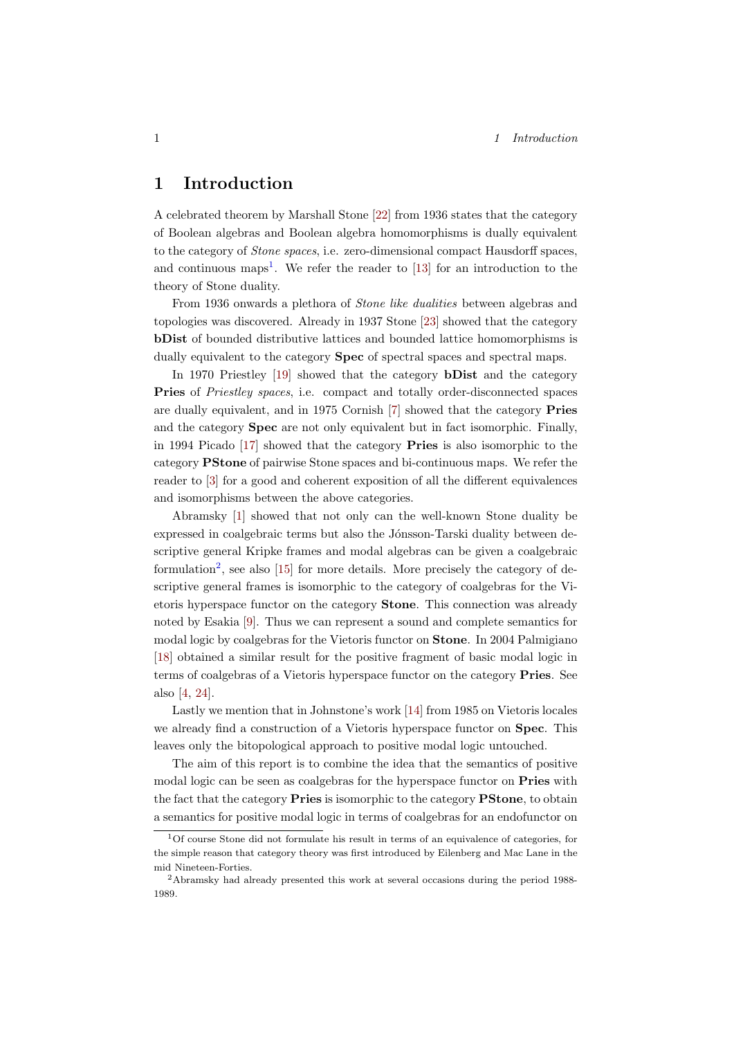# 1 Introduction

A celebrated theorem by Marshall Stone [22] from 1936 states that the category of Boolean algebras and Boolean algebra homomorphisms is dually equivalent to the category of *Stone spaces*, i.e. zero-dimensional compact Hausdorff spaces, and continuous maps[1]. We refer the reader to [13] for an introduction to the theory of Stone duality.

From 1936 onwards a plethora of *Stone like dualities* between algebras and topologies was discovered. Already in 1937 Stone [23] showed that the category **bDist** of bounded distributive lattices and bounded lattice homomorphisms is dually equivalent to the category **Spec** of spectral spaces and spectral maps.

In 1970 Priestley [19] showed that the category **bDist** and the category **Pries** of *Priestley spaces*, i.e. compact and totally order-disconnected spaces are dually equivalent, and in 1975 Cornish [7] showed that the category **Pries** and the category **Spec** are not only equivalent but in fact isomorphic. Finally, in 1994 Picado [17] showed that the category **Pries** is also isomorphic to the category **PStone** of pairwise Stone spaces and bi-continuous maps. We refer the reader to [3] for a good and coherent exposition of all the different equivalences and isomorphisms between the above categories.

Abramsky [1] showed that not only can the well-known Stone duality be expressed in coalgebraic terms but also the Jónsson-Tarski duality between descriptive general Kripke frames and modal algebras can be given a coalgebraic formulation[2], see also [15] for more details. More precisely the category of descriptive general frames is isomorphic to the category of coalgebras for the Vietoris hyperspace functor on the category **Stone**. This connection was already noted by Esakia [9]. Thus we can represent a sound and complete semantics for modal logic by coalgebras for the Vietoris functor on **Stone**. In 2004 Palmigiano [18] obtained a similar result for the positive fragment of basic modal logic in terms of coalgebras of a Vietoris hyperspace functor on the category **Pries**. See also [4, 24].

Lastly we mention that in Johnstone's work [14] from 1985 on Vietoris locales we already find a construction of a Vietoris hyperspace functor on **Spec**. This leaves only the bitopological approach to positive modal logic untouched.

The aim of this report is to combine the idea that the semantics of positive modal logic can be seen as coalgebras for the hyperspace functor on **Pries** with the fact that the category **Pries** is isomorphic to the category **PStone**, to obtain a semantics for positive modal logic in terms of coalgebras for an endofunctor on

[1] Of course Stone did not formulate his result in terms of an equivalence of categories, for the simple reason that category theory was first introduced by Eilenberg and Mac Lane in the mid Nineteen-Forties.

[2] Abramsky had already presented this work at several occasions during the period 1988-1989.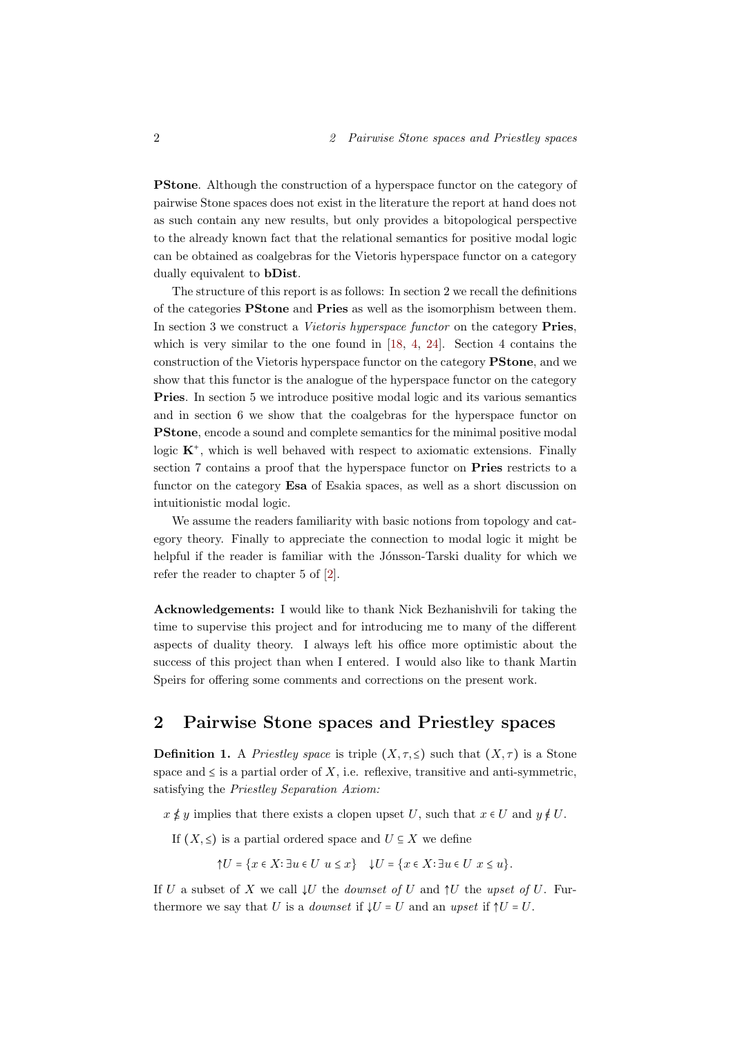**PStone**. Although the construction of a hyperspace functor on the category of pairwise Stone spaces does not exist in the literature the report at hand does not as such contain any new results, but only provides a bitopological perspective to the already known fact that the relational semantics for positive modal logic can be obtained as coalgebras for the Vietoris hyperspace functor on a category dually equivalent to **bDist**.

The structure of this report is as follows: In section 2 we recall the definitions of the categories **PStone** and **Pries** as well as the isomorphism between them. In section 3 we construct a *Vietoris hyperspace functor* on the category **Pries**, which is very similar to the one found in [18, 4, 24]. Section 4 contains the construction of the Vietoris hyperspace functor on the category **PStone**, and we show that this functor is the analogue of the hyperspace functor on the category **Pries**. In section 5 we introduce positive modal logic and its various semantics and in section 6 we show that the coalgebras for the hyperspace functor on **PStone**, encode a sound and complete semantics for the minimal positive modal logic $\mathbf{K}^{+}$, which is well behaved with respect to axiomatic extensions. Finally section 7 contains a proof that the hyperspace functor on **Pries** restricts to a functor on the category **Esa** of Esakia spaces, as well as a short discussion on intuitionistic modal logic.

We assume the readers familiarity with basic notions from topology and category theory. Finally to appreciate the connection to modal logic it might be helpful if the reader is familiar with the Jónsson-Tarski duality for which we refer the reader to chapter 5 of [2].

**Acknowledgements:** I would like to thank Nick Bezhanishvili for taking the time to supervise this project and for introducing me to many of the different aspects of duality theory. I always left his office more optimistic about the success of this project than when I entered. I would also like to thank Martin Speirs for offering some comments and corrections on the present work.

## 2 Pairwise Stone spaces and Priestley spaces

**Definition 1.** A *Priestley space* is triple $(X, \tau, \leq)$ such that $(X, \tau)$ is a Stone space and $\leq$ is a partial order of $X$, i.e. reflexive, transitive and anti-symmetric, satisfying the *Priestley Separation Axiom:*

$x \nleq y$ implies that there exists a clopen upset $U$, such that $x \in U$ and $y \notin U$.

If $(X, \leq)$ is a partial ordered space and $U \subseteq X$ we define

$$\uparrow U = \{x \in X \colon \exists u \in U \ u \leq x\} \quad \downarrow U = \{x \in X \colon \exists u \in U \ x \leq u\}.$$

If $U$ a subset of $X$ we call $\downarrow U$ the *downset of* $U$ and $\uparrow U$ the *upset of* $U$. Furthermore we say that $U$ is a *downset* if $\downarrow U = U$ and an *upset* if $\uparrow U = U$.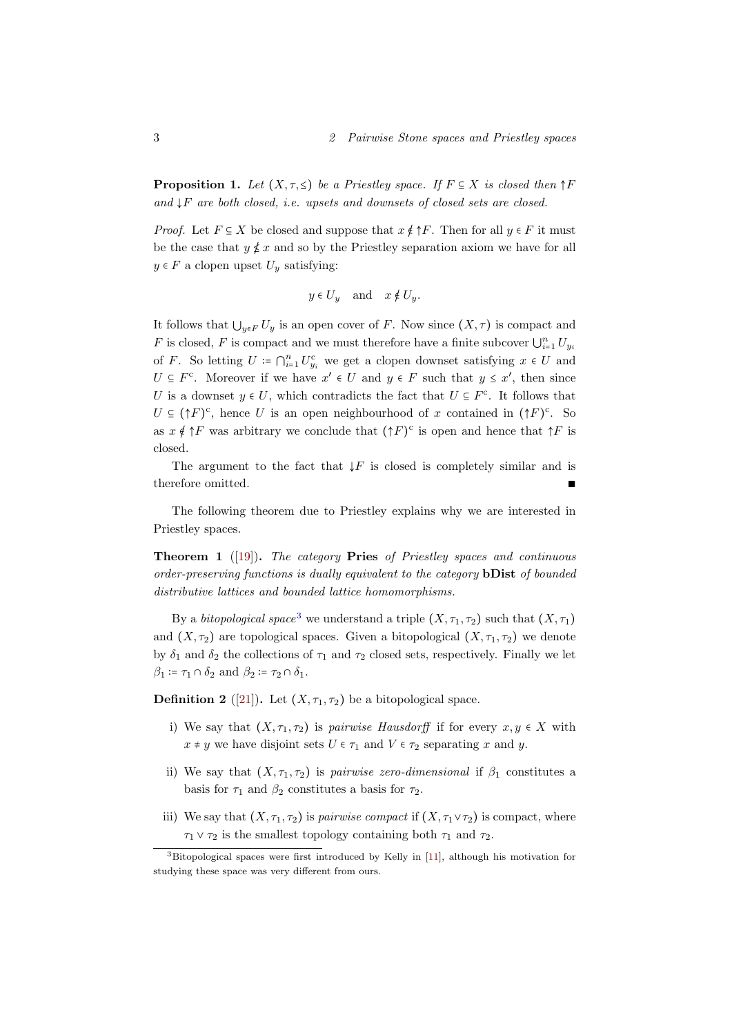**Proposition 1.** *Let $(X, \tau, \leq)$ be a Priestley space. If $F \subseteq X$ is closed then $\uparrow F$ and $\downarrow F$ are both closed, i.e. upsets and downsets of closed sets are closed.*

*Proof.* Let $F \subseteq X$ be closed and suppose that $x \notin \uparrow F$. Then for all $y \in F$ it must be the case that $y \nleq x$ and so by the Priestley separation axiom we have for all $y \in F$ a clopen upset $U_y$ satisfying:

$$y \in U_y \quad \text{and} \quad x \notin U_y.$$

It follows that $\bigcup_{y \in F} U_y$ is an open cover of $F$. Now since $(X, \tau)$ is compact and $F$ is closed, $F$ is compact and we must therefore have a finite subcover $\bigcup_{i=1}^{n} U_{y_i}$ of $F$. So letting $U := \bigcap_{i=1}^{n} U_{y_i}^{c}$ we get a clopen downset satisfying $x \in U$ and $U \subseteq F^{c}$. Moreover if we have $x' \in U$ and $y \in F$ such that $y \leq x'$, then since $U$ is a downset $y \in U$, which contradicts the fact that $U \subseteq F^{c}$. It follows that $U \subseteq (\uparrow F)^{c}$, hence $U$ is an open neighbourhood of $x$ contained in $(\uparrow F)^{c}$. So as $x \notin \uparrow F$ was arbitrary we conclude that $(\uparrow F)^{c}$ is open and hence that $\uparrow F$ is closed.

The argument to the fact that $\downarrow F$ is closed is completely similar and is therefore omitted. ∎

The following theorem due to Priestley explains why we are interested in Priestley spaces.

**Theorem 1** ([19])**.** *The category* **Pries** *of Priestley spaces and continuous order-preserving functions is dually equivalent to the category* **bDist** *of bounded distributive lattices and bounded lattice homomorphisms.*

By a *bitopological space*[3] we understand a triple $(X, \tau_1, \tau_2)$ such that $(X, \tau_1)$ and $(X, \tau_2)$ are topological spaces. Given a bitopological $(X, \tau_1, \tau_2)$ we denote by $\delta_1$ and $\delta_2$ the collections of $\tau_1$ and $\tau_2$ closed sets, respectively. Finally we let $\beta_1 := \tau_1 \cap \delta_2$ and $\beta_2 := \tau_2 \cap \delta_1$.

**Definition 2** ([21])**.** Let $(X, \tau_1, \tau_2)$ be a bitopological space.

i) We say that $(X, \tau_1, \tau_2)$ is *pairwise Hausdorff* if for every $x, y \in X$ with $x \neq y$ we have disjoint sets $U \in \tau_1$ and $V \in \tau_2$ separating $x$ and $y$.

ii) We say that $(X, \tau_1, \tau_2)$ is *pairwise zero-dimensional* if $\beta_1$ constitutes a basis for $\tau_1$ and $\beta_2$ constitutes a basis for $\tau_2$.

iii) We say that $(X, \tau_1, \tau_2)$ is *pairwise compact* if $(X, \tau_1 \vee \tau_2)$ is compact, where $\tau_1 \vee \tau_2$ is the smallest topology containing both $\tau_1$ and $\tau_2$.

[3] Bitopological spaces were first introduced by Kelly in [11], although his motivation for studying these space was very different from ours.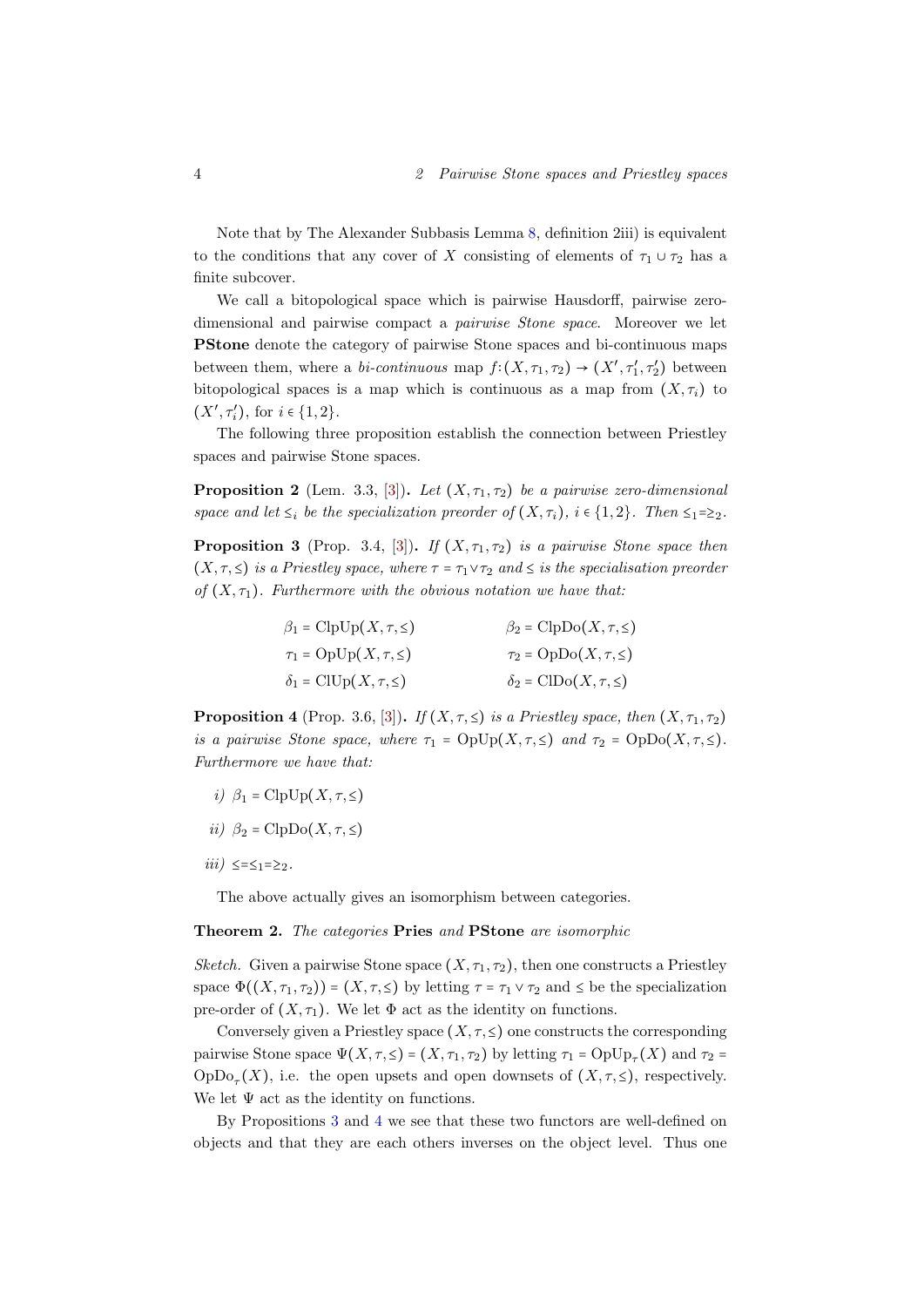Note that by The Alexander Subbasis Lemma 8, definition 2iii) is equivalent to the conditions that any cover of $X$ consisting of elements of $\tau_1 \cup \tau_2$ has a finite subcover.

We call a bitopological space which is pairwise Hausdorff, pairwise zero-dimensional and pairwise compact a *pairwise Stone space*. Moreover we let **PStone** denote the category of pairwise Stone spaces and bi-continuous maps between them, where a *bi-continuous* map $f\colon (X, \tau_1, \tau_2) \to (X', \tau_1', \tau_2')$ between bitopological spaces is a map which is continuous as a map from $(X, \tau_i)$ to $(X', \tau_i')$, for $i \in \{1, 2\}$.

The following three proposition establish the connection between Priestley spaces and pairwise Stone spaces.

**Proposition 2** (Lem. 3.3, [3]). *Let $(X, \tau_1, \tau_2)$ be a pairwise zero-dimensional space and let $\leq_i$ be the specialization preorder of $(X, \tau_i)$, $i \in \{1, 2\}$. Then $\leq_1 = \geq_2$.*

**Proposition 3** (Prop. 3.4, [3]). *If $(X, \tau_1, \tau_2)$ is a pairwise Stone space then $(X, \tau, \leq)$ is a Priestley space, where $\tau = \tau_1 \vee \tau_2$ and $\leq$ is the specialisation preorder of $(X, \tau_1)$. Furthermore with the obvious notation we have that:*

$$\beta_1 = \mathrm{ClpUp}(X, \tau, \leq) \qquad \beta_2 = \mathrm{ClpDo}(X, \tau, \leq)$$
$$\tau_1 = \mathrm{OpUp}(X, \tau, \leq) \qquad \tau_2 = \mathrm{OpDo}(X, \tau, \leq)$$
$$\delta_1 = \mathrm{ClUp}(X, \tau, \leq) \qquad \delta_2 = \mathrm{ClDo}(X, \tau, \leq)$$

**Proposition 4** (Prop. 3.6, [3]). *If $(X, \tau, \leq)$ is a Priestley space, then $(X, \tau_1, \tau_2)$ is a pairwise Stone space, where $\tau_1 = \mathrm{OpUp}(X, \tau, \leq)$ and $\tau_2 = \mathrm{OpDo}(X, \tau, \leq)$. Furthermore we have that:*

*i)* $\beta_1 = \mathrm{ClpUp}(X, \tau, \leq)$

*ii)* $\beta_2 = \mathrm{ClpDo}(X, \tau, \leq)$

*iii)* $\leq = \leq_1 = \geq_2$.

The above actually gives an isomorphism between categories.

**Theorem 2.** *The categories* **Pries** *and* **PStone** *are isomorphic*

*Sketch.* Given a pairwise Stone space $(X, \tau_1, \tau_2)$, then one constructs a Priestley space $\Phi((X, \tau_1, \tau_2)) = (X, \tau, \leq)$ by letting $\tau = \tau_1 \vee \tau_2$ and $\leq$ be the specialization pre-order of $(X, \tau_1)$. We let $\Phi$ act as the identity on functions.

Conversely given a Priestley space $(X, \tau, \leq)$ one constructs the corresponding pairwise Stone space $\Psi(X, \tau, \leq) = (X, \tau_1, \tau_2)$ by letting $\tau_1 = \mathrm{OpUp}_\tau(X)$ and $\tau_2 = \mathrm{OpDo}_\tau(X)$, i.e. the open upsets and open downsets of $(X, \tau, \leq)$, respectively. We let $\Psi$ act as the identity on functions.

By Propositions 3 and 4 we see that these two functors are well-defined on objects and that they are each others inverses on the object level. Thus one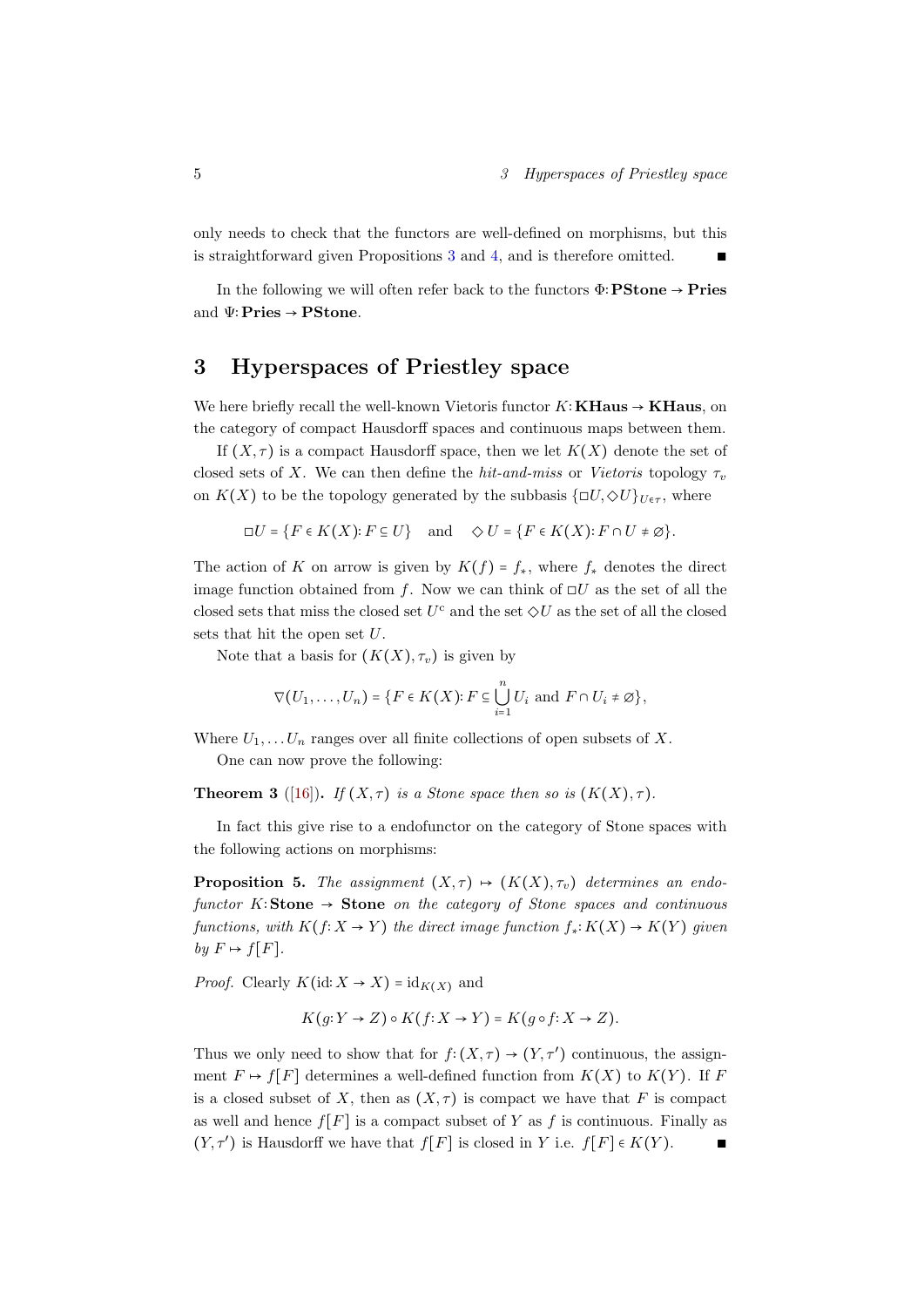only needs to check that the functors are well-defined on morphisms, but this is straightforward given Propositions 3 and 4, and is therefore omitted. ∎

In the following we will often refer back to the functors $\Phi\colon \mathbf{PStone} \to \mathbf{Pries}$ and $\Psi\colon \mathbf{Pries} \to \mathbf{PStone}$.

## 3 Hyperspaces of Priestley space

We here briefly recall the well-known Vietoris functor $K\colon \mathbf{KHaus} \to \mathbf{KHaus}$, on the category of compact Hausdorff spaces and continuous maps between them.

If $(X,\tau)$ is a compact Hausdorff space, then we let $K(X)$ denote the set of closed sets of $X$. We can then define the *hit-and-miss* or *Vietoris* topology $\tau_v$ on $K(X)$ to be the topology generated by the subbasis $\{\Box U, \Diamond U\}_{U\in\tau}$, where

$$\Box U = \{F \in K(X)\colon F \subseteq U\} \quad \text{and} \quad \Diamond U = \{F \in K(X)\colon F \cap U \neq \varnothing\}.$$

The action of $K$ on arrow is given by $K(f) = f_*$, where $f_*$ denotes the direct image function obtained from $f$. Now we can think of $\Box U$ as the set of all the closed sets that miss the closed set $U^c$ and the set $\Diamond U$ as the set of all the closed sets that hit the open set $U$.

Note that a basis for $(K(X), \tau_v)$ is given by

$$\nabla(U_1, \ldots, U_n) = \{F \in K(X)\colon F \subseteq \bigcup_{i=1}^{n} U_i \text{ and } F \cap U_i \neq \varnothing\},$$

Where $U_1, \ldots U_n$ ranges over all finite collections of open subsets of $X$.

One can now prove the following:

**Theorem 3** ([16]). *If $(X,\tau)$ is a Stone space then so is $(K(X),\tau)$.*

In fact this give rise to a endofunctor on the category of Stone spaces with the following actions on morphisms:

**Proposition 5.** *The assignment $(X,\tau) \mapsto (K(X),\tau_v)$ determines an endofunctor $K\colon \mathbf{Stone} \to \mathbf{Stone}$ on the category of Stone spaces and continuous functions, with $K(f\colon X \to Y)$ the direct image function $f_*\colon K(X) \to K(Y)$ given by $F \mapsto f[F]$.*

*Proof.* Clearly $K(\mathrm{id}\colon X \to X) = \mathrm{id}_{K(X)}$ and

$$K(g\colon Y \to Z) \circ K(f\colon X \to Y) = K(g \circ f\colon X \to Z).$$

Thus we only need to show that for $f\colon (X,\tau) \to (Y,\tau')$ continuous, the assignment $F \mapsto f[F]$ determines a well-defined function from $K(X)$ to $K(Y)$. If $F$ is a closed subset of $X$, then as $(X,\tau)$ is compact we have that $F$ is compact as well and hence $f[F]$ is a compact subset of $Y$ as $f$ is continuous. Finally as $(Y,\tau')$ is Hausdorff we have that $f[F]$ is closed in $Y$ i.e. $f[F] \in K(Y)$. ∎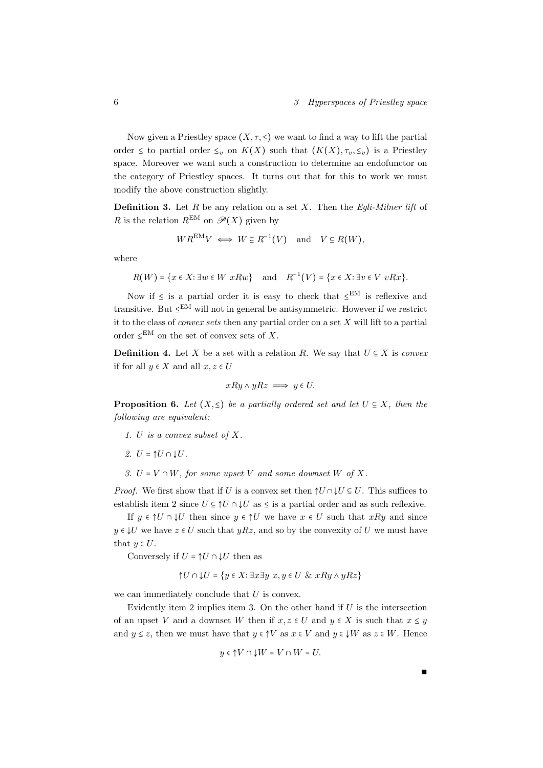Now given a Priestley space $(X, \tau, \leq)$ we want to find a way to lift the partial order $\leq$ to partial order $\leq_v$ on $K(X)$ such that $(K(X), \tau_v, \leq_v)$ is a Priestley space. Moreover we want such a construction to determine an endofunctor on the category of Priestley spaces. It turns out that for this to work we must modify the above construction slightly.

**Definition 3.** Let $R$ be any relation on a set $X$. Then the *Egli-Milner lift* of $R$ is the relation $R^{\mathrm{EM}}$ on $\mathscr{P}(X)$ given by

$$W R^{\mathrm{EM}} V \iff W \subseteq R^{-1}(V) \quad \text{and} \quad V \subseteq R(W),$$

where

$$R(W) = \{x \in X \colon \exists w \in W \; xRw\} \quad \text{and} \quad R^{-1}(V) = \{x \in X \colon \exists v \in V \; vRx\}.$$

Now if $\leq$ is a partial order it is easy to check that $\leq^{\mathrm{EM}}$ is reflexive and transitive. But $\leq^{\mathrm{EM}}$ will not in general be antisymmetric. However if we restrict it to the class of *convex sets* then any partial order on a set $X$ will lift to a partial order $\leq^{\mathrm{EM}}$ on the set of convex sets of $X$.

**Definition 4.** Let $X$ be a set with a relation $R$. We say that $U \subseteq X$ is *convex* if for all $y \in X$ and all $x, z \in U$

$$xRy \wedge yRz \implies y \in U.$$

**Proposition 6.** *Let $(X, \leq)$ be a partially ordered set and let $U \subseteq X$, then the following are equivalent:*

1. *$U$ is a convex subset of $X$.*
2. *$U = \uparrow U \cap \downarrow U$.*
3. *$U = V \cap W$, for some upset $V$ and some downset $W$ of $X$.*

*Proof.* We first show that if $U$ is a convex set then $\uparrow U \cap \downarrow U \subseteq U$. This suffices to establish item 2 since $U \subseteq \uparrow U \cap \downarrow U$ as $\leq$ is a partial order and as such reflexive.

If $y \in \uparrow U \cap \downarrow U$ then since $y \in \uparrow U$ we have $x \in U$ such that $xRy$ and since $y \in \downarrow U$ we have $z \in U$ such that $yRz$, and so by the convexity of $U$ we must have that $y \in U$.

Conversely if $U = \uparrow U \cap \downarrow U$ then as

$$\uparrow U \cap \downarrow U = \{y \in X \colon \exists x \exists y \; x, y \in U \;\&\; xRy \wedge yRz\}$$

we can immediately conclude that $U$ is convex.

Evidently item 2 implies item 3. On the other hand if $U$ is the intersection of an upset $V$ and a downset $W$ then if $x, z \in U$ and $y \in X$ is such that $x \leq y$ and $y \leq z$, then we must have that $y \in \uparrow V$ as $x \in V$ and $y \in \downarrow W$ as $z \in W$. Hence

$$y \in \uparrow V \cap \downarrow W = V \cap W = U.$$

∎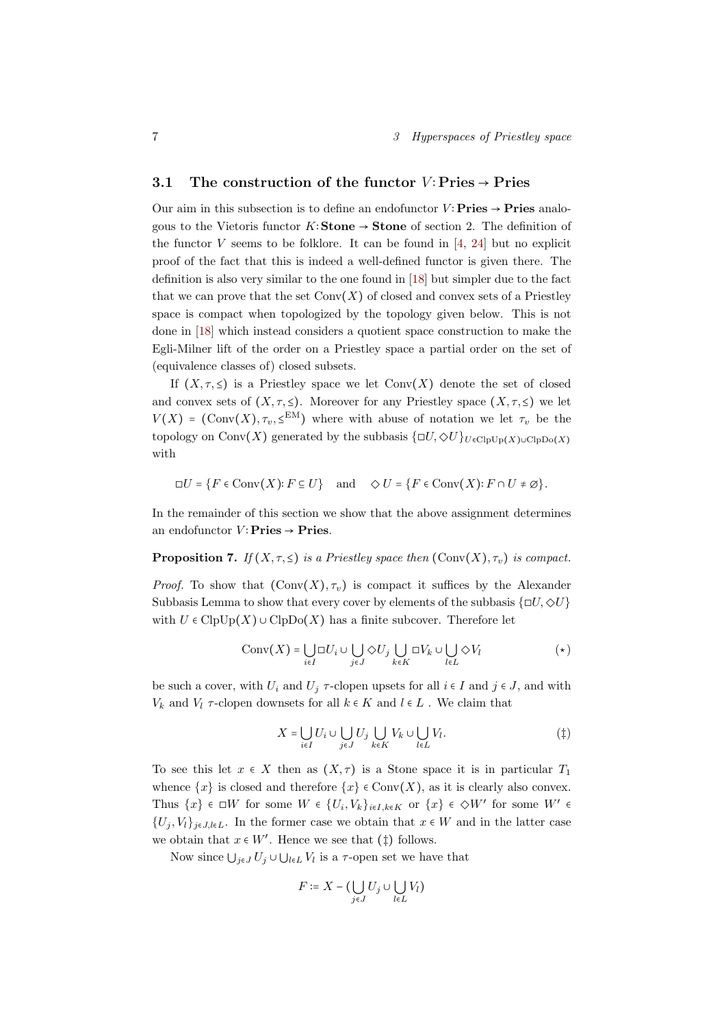### 3.1 The construction of the functor $V\colon \mathbf{Pries} \to \mathbf{Pries}$

Our aim in this subsection is to define an endofunctor $V\colon \mathbf{Pries} \to \mathbf{Pries}$ analogous to the Vietoris functor $K\colon \mathbf{Stone} \to \mathbf{Stone}$ of section 2. The definition of the functor $V$ seems to be folklore. It can be found in [4, 24] but no explicit proof of the fact that this is indeed a well-defined functor is given there. The definition is also very similar to the one found in [18] but simpler due to the fact that we can prove that the set $\mathrm{Conv}(X)$ of closed and convex sets of a Priestley space is compact when topologized by the topology given below. This is not done in [18] which instead considers a quotient space construction to make the Egli-Milner lift of the order on a Priestley space a partial order on the set of (equivalence classes of) closed subsets.

If $(X, \tau, \leq)$ is a Priestley space we let $\mathrm{Conv}(X)$ denote the set of closed and convex sets of $(X, \tau, \leq)$. Moreover for any Priestley space $(X, \tau, \leq)$ we let $V(X) = (\mathrm{Conv}(X), \tau_v, \leq^{\mathrm{EM}})$ where with abuse of notation we let $\tau_v$ be the topology on $\mathrm{Conv}(X)$ generated by the subbasis $\{\Box U, \Diamond U\}_{U \in \mathrm{ClpUp}(X) \cup \mathrm{ClpDo}(X)}$ with

$$\Box U = \{F \in \mathrm{Conv}(X) \colon F \subseteq U\} \quad \text{and} \quad \Diamond U = \{F \in \mathrm{Conv}(X) \colon F \cap U \neq \varnothing\}.$$

In the remainder of this section we show that the above assignment determines an endofunctor $V\colon \mathbf{Pries} \to \mathbf{Pries}$.

**Proposition 7.** *If $(X, \tau, \leq)$ is a Priestley space then $(\mathrm{Conv}(X), \tau_v)$ is compact.*

*Proof.* To show that $(\mathrm{Conv}(X), \tau_v)$ is compact it suffices by the Alexander Subbasis Lemma to show that every cover by elements of the subbasis $\{\Box U, \Diamond U\}$ with $U \in \mathrm{ClpUp}(X) \cup \mathrm{ClpDo}(X)$ has a finite subcover. Therefore let

$$\mathrm{Conv}(X) = \bigcup_{i \in I} \Box U_i \cup \bigcup_{j \in J} \Diamond U_j \bigcup_{k \in K} \Box V_k \cup \bigcup_{l \in L} \Diamond V_l \tag{$\star$}$$

be such a cover, with $U_i$ and $U_j$ $\tau$-clopen upsets for all $i \in I$ and $j \in J$, and with $V_k$ and $V_l$ $\tau$-clopen downsets for all $k \in K$ and $l \in L$ . We claim that

$$X = \bigcup_{i \in I} U_i \cup \bigcup_{j \in J} U_j \bigcup_{k \in K} V_k \cup \bigcup_{l \in L} V_l. \tag{$\ddagger$}$$

To see this let $x \in X$ then as $(X, \tau)$ is a Stone space it is in particular $T_1$ whence $\{x\}$ is closed and therefore $\{x\} \in \mathrm{Conv}(X)$, as it is clearly also convex. Thus $\{x\} \in \Box W$ for some $W \in \{U_i, V_k\}_{i \in I, k \in K}$ or $\{x\} \in \Diamond W'$ for some $W' \in \{U_j, V_l\}_{j \in J, l \in L}$. In the former case we obtain that $x \in W$ and in the latter case we obtain that $x \in W'$. Hence we see that ($\ddagger$) follows.

Now since $\bigcup_{j \in J} U_j \cup \bigcup_{l \in L} V_l$ is a $\tau$-open set we have that

$$F := X - (\bigcup_{j \in J} U_j \cup \bigcup_{l \in L} V_l)$$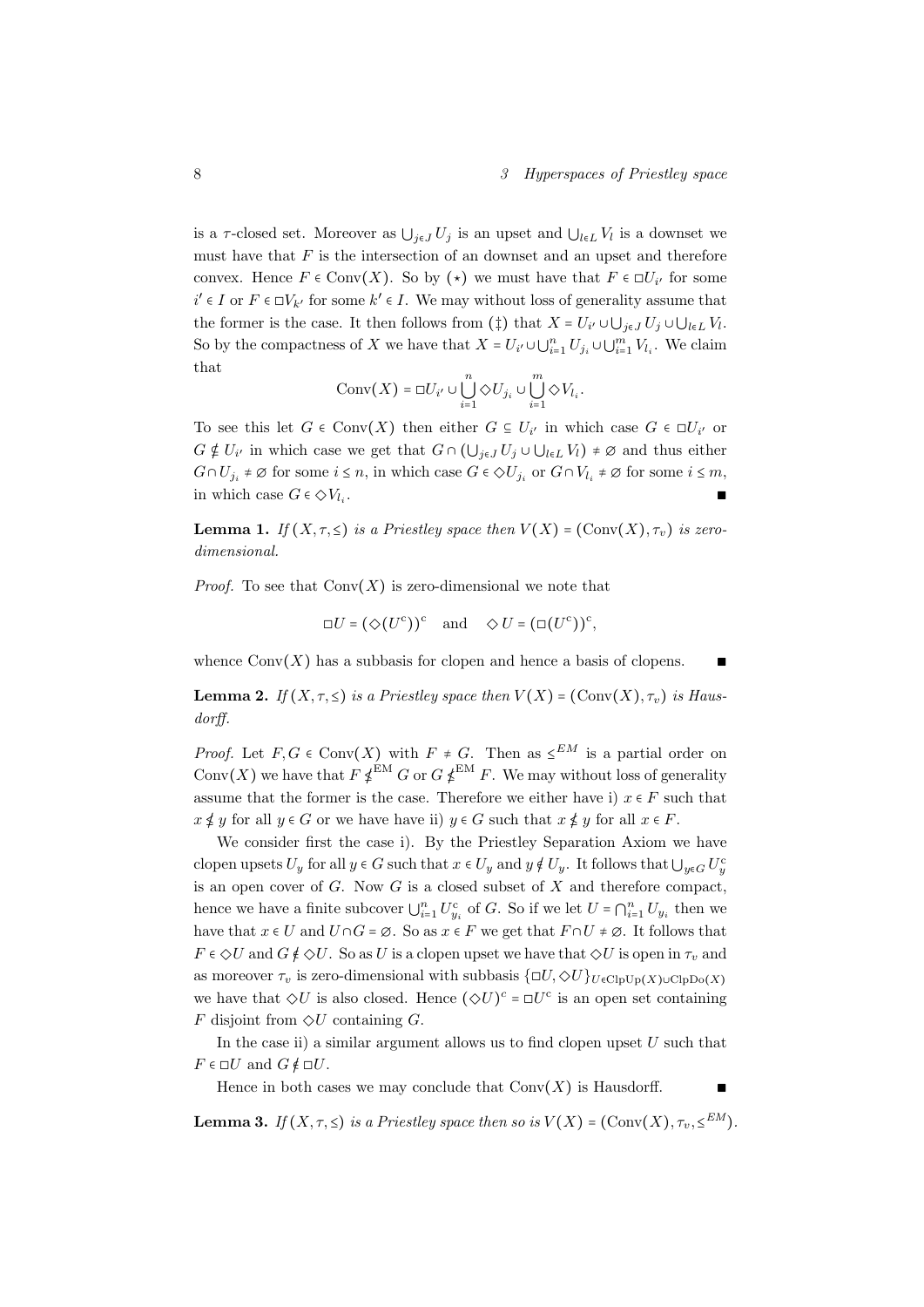is a $\tau$-closed set. Moreover as $\bigcup_{j\in J} U_j$ is an upset and $\bigcup_{l\in L} V_l$ is a downset we must have that $F$ is the intersection of an downset and an upset and therefore convex. Hence $F \in \mathrm{Conv}(X)$. So by $(\star)$ we must have that $F \in \Box U_{i'}$ for some $i' \in I$ or $F \in \Box V_{k'}$ for some $k' \in I$. We may without loss of generality assume that the former is the case. It then follows from $(\ddagger)$ that $X = U_{i'} \cup \bigcup_{j\in J} U_j \cup \bigcup_{l\in L} V_l$. So by the compactness of $X$ we have that $X = U_{i'} \cup \bigcup_{i=1}^n U_{j_i} \cup \bigcup_{i=1}^m V_{l_i}$. We claim that

$$\mathrm{Conv}(X) = \Box U_{i'} \cup \bigcup_{i=1}^{n} \Diamond U_{j_i} \cup \bigcup_{i=1}^{m} \Diamond V_{l_i}.$$

To see this let $G \in \mathrm{Conv}(X)$ then either $G \subseteq U_{i'}$ in which case $G \in \Box U_{i'}$ or $G \notin U_{i'}$ in which case we get that $G \cap (\bigcup_{j\in J} U_j \cup \bigcup_{l\in L} V_l) \neq \varnothing$ and thus either $G \cap U_{j_i} \neq \varnothing$ for some $i \leq n$, in which case $G \in \Diamond U_{j_i}$ or $G \cap V_{l_i} \neq \varnothing$ for some $i \leq m$, in which case $G \in \Diamond V_{l_i}$. ∎

**Lemma 1.** *If $(X, \tau, \leq)$ is a Priestley space then $V(X) = (\mathrm{Conv}(X), \tau_v)$ is zero-dimensional.*

*Proof.* To see that $\mathrm{Conv}(X)$ is zero-dimensional we note that

$$\Box U = (\Diamond(U^{c}))^{c} \quad \text{and} \quad \Diamond U = (\Box(U^{c}))^{c},$$

whence $\mathrm{Conv}(X)$ has a subbasis for clopen and hence a basis of clopens. ∎

**Lemma 2.** *If $(X, \tau, \leq)$ is a Priestley space then $V(X) = (\mathrm{Conv}(X), \tau_v)$ is Hausdorff.*

*Proof.* Let $F, G \in \mathrm{Conv}(X)$ with $F \neq G$. Then as $\leq^{EM}$ is a partial order on $\mathrm{Conv}(X)$ we have that $F \nleq^{\mathrm{EM}} G$ or $G \nleq^{\mathrm{EM}} F$. We may without loss of generality assume that the former is the case. Therefore we either have i) $x \in F$ such that $x \nleq y$ for all $y \in G$ or we have have ii) $y \in G$ such that $x \nleq y$ for all $x \in F$.

We consider first the case i). By the Priestley Separation Axiom we have clopen upsets $U_y$ for all $y \in G$ such that $x \in U_y$ and $y \notin U_y$. It follows that $\bigcup_{y\in G} U_y^{c}$ is an open cover of $G$. Now $G$ is a closed subset of $X$ and therefore compact, hence we have a finite subcover $\bigcup_{i=1}^n U_{y_i}^{c}$ of $G$. So if we let $U = \bigcap_{i=1}^n U_{y_i}$ then we have that $x \in U$ and $U \cap G = \varnothing$. So as $x \in F$ we get that $F \cap U \neq \varnothing$. It follows that $F \in \Diamond U$ and $G \notin \Diamond U$. So as $U$ is a clopen upset we have that $\Diamond U$ is open in $\tau_v$ and as moreover $\tau_v$ is zero-dimensional with subbasis $\{\Box U, \Diamond U\}_{U\in \mathrm{ClpUp}(X)\cup \mathrm{ClpDo}(X)}$ we have that $\Diamond U$ is also closed. Hence $(\Diamond U)^{c} = \Box U^{c}$ is an open set containing $F$ disjoint from $\Diamond U$ containing $G$.

In the case ii) a similar argument allows us to find clopen upset $U$ such that $F \in \Box U$ and $G \notin \Box U$.

Hence in both cases we may conclude that $\mathrm{Conv}(X)$ is Hausdorff. ∎

**Lemma 3.** *If $(X, \tau, \leq)$ is a Priestley space then so is $V(X) = (\mathrm{Conv}(X), \tau_v, \leq^{EM})$.*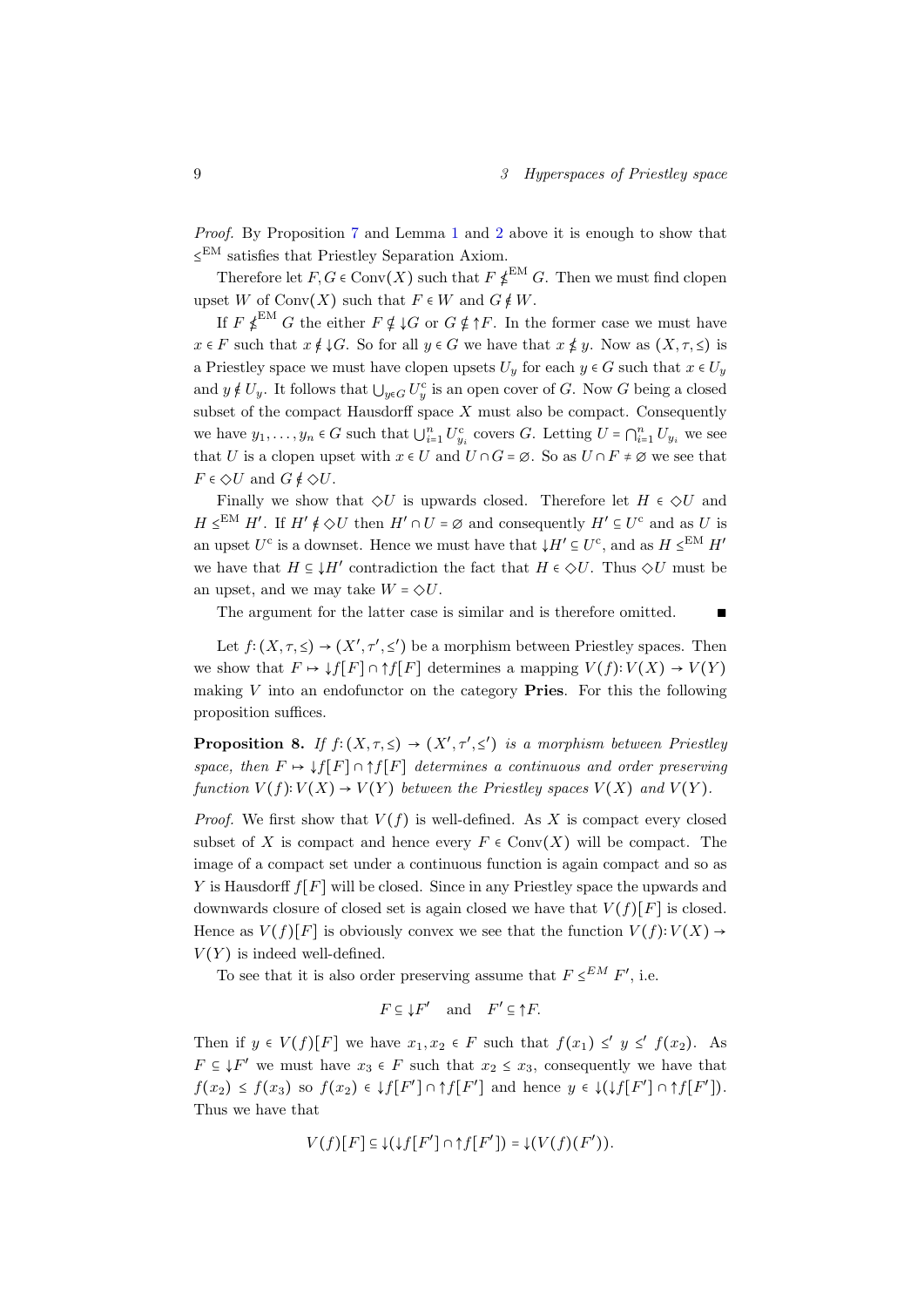*Proof.* By Proposition 7 and Lemma 1 and 2 above it is enough to show that $\leq^{\mathrm{EM}}$ satisfies that Priestley Separation Axiom.

Therefore let $F, G \in \mathrm{Conv}(X)$ such that $F \nleq^{\mathrm{EM}} G$. Then we must find clopen upset $W$ of $\mathrm{Conv}(X)$ such that $F \in W$ and $G \notin W$.

If $F \nleq^{\mathrm{EM}} G$ the either $F \nsubseteq {\downarrow} G$ or $G \nsubseteq {\uparrow} F$. In the former case we must have $x \in F$ such that $x \notin {\downarrow} G$. So for all $y \in G$ we have that $x \nleq y$. Now as $(X, \tau, \leq)$ is a Priestley space we must have clopen upsets $U_y$ for each $y \in G$ such that $x \in U_y$ and $y \notin U_y$. It follows that $\bigcup_{y \in G} U_y^{\mathrm{c}}$ is an open cover of $G$. Now $G$ being a closed subset of the compact Hausdorff space $X$ must also be compact. Consequently we have $y_1, \dots, y_n \in G$ such that $\bigcup_{i=1}^{n} U_{y_i}^{\mathrm{c}}$ covers $G$. Letting $U = \bigcap_{i=1}^{n} U_{y_i}$ we see that $U$ is a clopen upset with $x \in U$ and $U \cap G = \varnothing$. So as $U \cap F \neq \varnothing$ we see that $F \in \Diamond U$ and $G \notin \Diamond U$.

Finally we show that $\Diamond U$ is upwards closed. Therefore let $H \in \Diamond U$ and $H \leq^{\mathrm{EM}} H'$. If $H' \notin \Diamond U$ then $H' \cap U = \varnothing$ and consequently $H' \subseteq U^{\mathrm{c}}$ and as $U$ is an upset $U^{\mathrm{c}}$ is a downset. Hence we must have that ${\downarrow} H' \subseteq U^{\mathrm{c}}$, and as $H \leq^{\mathrm{EM}} H'$ we have that $H \subseteq {\downarrow} H'$ contradiction the fact that $H \in \Diamond U$. Thus $\Diamond U$ must be an upset, and we may take $W = \Diamond U$.

The argument for the latter case is similar and is therefore omitted. ∎

Let $f\colon (X, \tau, \leq) \to (X', \tau', \leq')$ be a morphism between Priestley spaces. Then we show that $F \mapsto {\downarrow} f[F] \cap {\uparrow} f[F]$ determines a mapping $V(f)\colon V(X) \to V(Y)$ making $V$ into an endofunctor on the category **Pries**. For this the following proposition suffices.

**Proposition 8.** *If $f\colon (X, \tau, \leq) \to (X', \tau', \leq')$ is a morphism between Priestley space, then $F \mapsto {\downarrow} f[F] \cap {\uparrow} f[F]$ determines a continuous and order preserving function $V(f)\colon V(X) \to V(Y)$ between the Priestley spaces $V(X)$ and $V(Y)$.*

*Proof.* We first show that $V(f)$ is well-defined. As $X$ is compact every closed subset of $X$ is compact and hence every $F \in \mathrm{Conv}(X)$ will be compact. The image of a compact set under a continuous function is again compact and so as $Y$ is Hausdorff $f[F]$ will be closed. Since in any Priestley space the upwards and downwards closure of closed set is again closed we have that $V(f)[F]$ is closed. Hence as $V(f)[F]$ is obviously convex we see that the function $V(f)\colon V(X) \to V(Y)$ is indeed well-defined.

To see that it is also order preserving assume that $F \leq^{EM} F'$, i.e.

$$F \subseteq {\downarrow} F' \quad \text{and} \quad F' \subseteq {\uparrow} F.$$

Then if $y \in V(f)[F]$ we have $x_1, x_2 \in F$ such that $f(x_1) \leq' y \leq' f(x_2)$. As $F \subseteq {\downarrow} F'$ we must have $x_3 \in F$ such that $x_2 \leq x_3$, consequently we have that $f(x_2) \leq f(x_3)$ so $f(x_2) \in {\downarrow} f[F'] \cap {\uparrow} f[F']$ and hence $y \in {\downarrow}({\downarrow} f[F'] \cap {\uparrow} f[F'])$. Thus we have that

$$V(f)[F] \subseteq {\downarrow}({\downarrow} f[F'] \cap {\uparrow} f[F']) = {\downarrow}(V(f)(F')).$$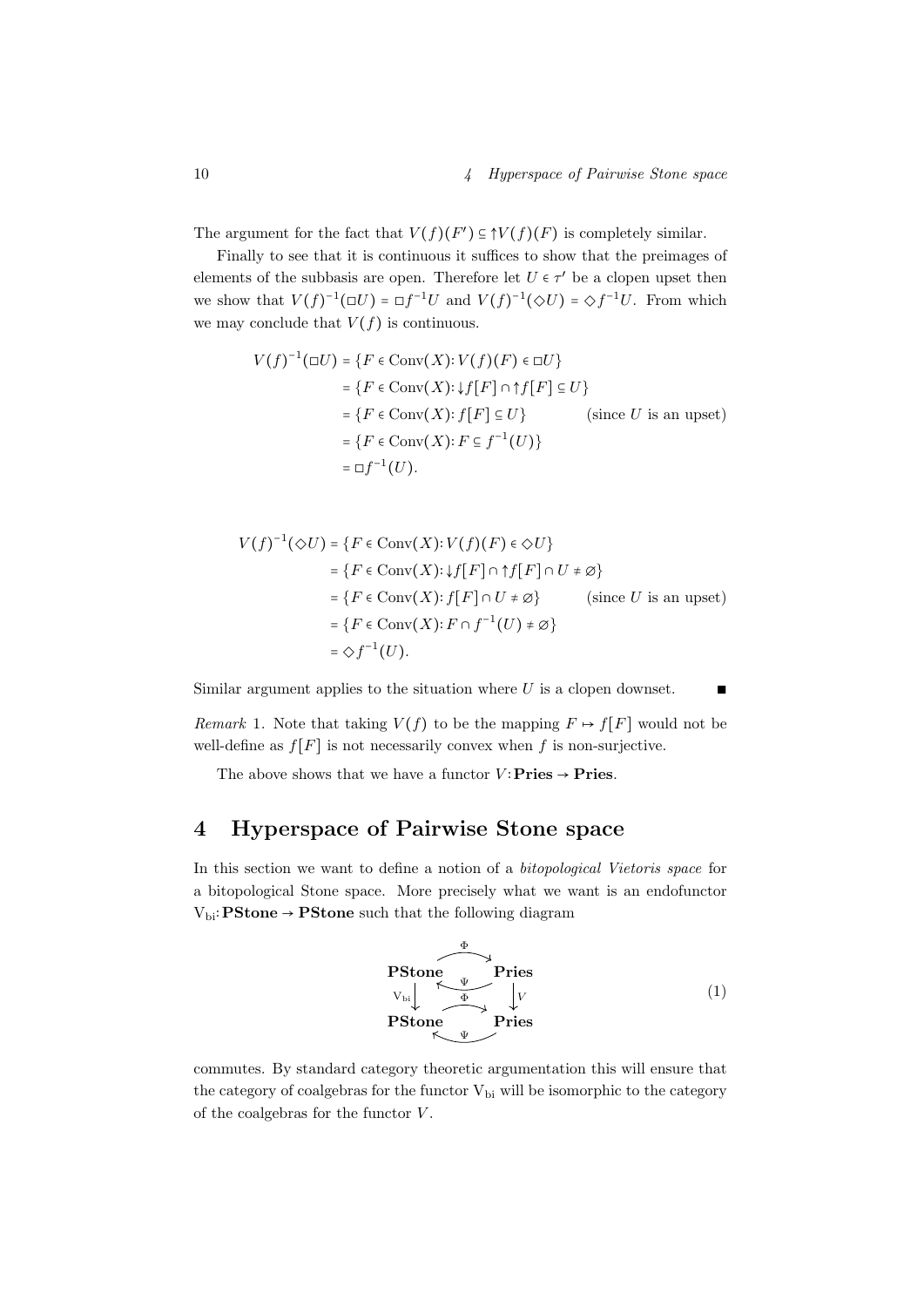The argument for the fact that $V(f)(F') \subseteq \uparrow V(f)(F)$ is completely similar.

Finally to see that it is continuous it suffices to show that the preimages of elements of the subbasis are open. Therefore let $U \in \tau'$ be a clopen upset then we show that $V(f)^{-1}(\Box U) = \Box f^{-1}U$ and $V(f)^{-1}(\Diamond U) = \Diamond f^{-1}U$. From which we may conclude that $V(f)$ is continuous.

$$
\begin{aligned}
V(f)^{-1}(\Box U) &= \{F \in \mathrm{Conv}(X) \colon V(f)(F) \in \Box U\} \\
&= \{F \in \mathrm{Conv}(X) \colon \downarrow f[F] \cap \uparrow f[F] \subseteq U\} \\
&= \{F \in \mathrm{Conv}(X) \colon f[F] \subseteq U\} \qquad \text{(since } U \text{ is an upset)} \\
&= \{F \in \mathrm{Conv}(X) \colon F \subseteq f^{-1}(U)\} \\
&= \Box f^{-1}(U).
\end{aligned}
$$

$$
\begin{aligned}
V(f)^{-1}(\Diamond U) &= \{F \in \mathrm{Conv}(X) \colon V(f)(F) \in \Diamond U\} \\
&= \{F \in \mathrm{Conv}(X) \colon \downarrow f[F] \cap \uparrow f[F] \cap U \neq \varnothing\} \\
&= \{F \in \mathrm{Conv}(X) \colon f[F] \cap U \neq \varnothing\} \qquad \text{(since } U \text{ is an upset)} \\
&= \{F \in \mathrm{Conv}(X) \colon F \cap f^{-1}(U) \neq \varnothing\} \\
&= \Diamond f^{-1}(U).
\end{aligned}
$$

Similar argument applies to the situation where $U$ is a clopen downset. ∎

*Remark* 1. Note that taking $V(f)$ to be the mapping $F \mapsto f[F]$ would not be well-define as $f[F]$ is not necessarily convex when $f$ is non-surjective.

The above shows that we have a functor $V \colon \mathbf{Pries} \to \mathbf{Pries}$.

# 4 Hyperspace of Pairwise Stone space

In this section we want to define a notion of a *bitopological Vietoris space* for a bitopological Stone space. More precisely what we want is an endofunctor $\mathrm{V}_{\mathrm{bi}} \colon \mathbf{PStone} \to \mathbf{PStone}$ such that the following diagram

$$
\begin{array}{ccc}
\mathbf{PStone} & \underset{\Psi}{\overset{\Phi}{\rightleftarrows}} & \mathbf{Pries} \\
{\scriptstyle \mathrm{V}_{\mathrm{bi}}} \downarrow & & \downarrow {\scriptstyle V} \\
\mathbf{PStone} & \underset{\Psi}{\overset{\Phi}{\rightleftarrows}} & \mathbf{Pries}
\end{array}
\qquad (1)
$$

commutes. By standard category theoretic argumentation this will ensure that the category of coalgebras for the functor $\mathrm{V}_{\mathrm{bi}}$ will be isomorphic to the category of the coalgebras for the functor $V$.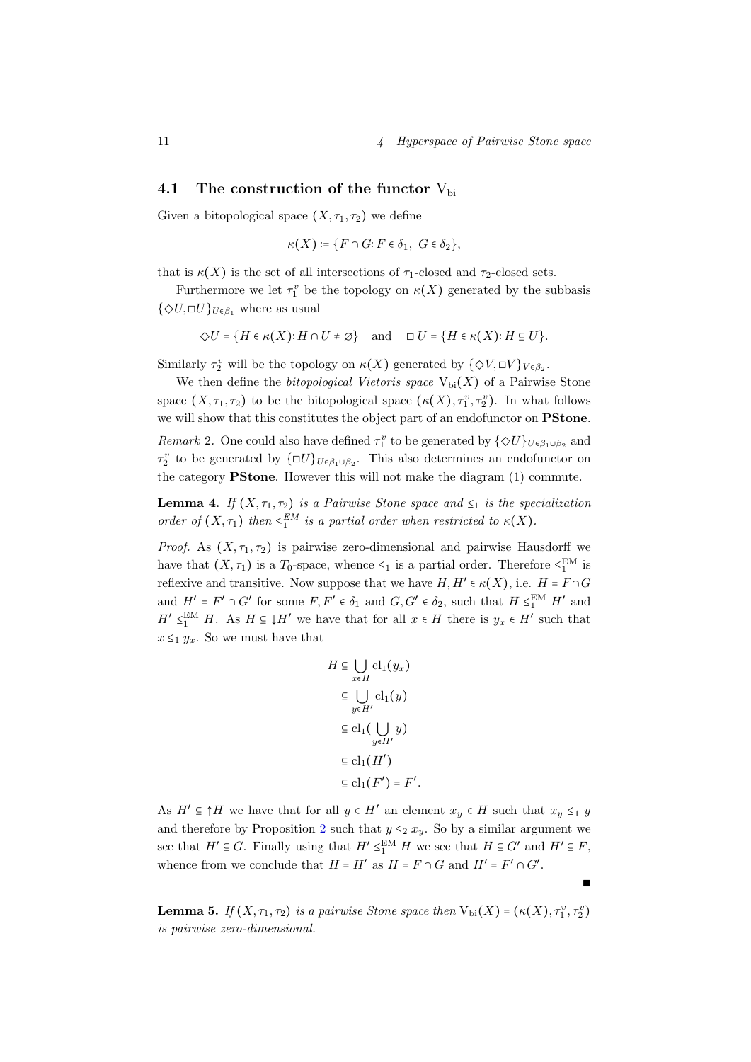## 4.1 The construction of the functor $\mathrm{V_{bi}}$

Given a bitopological space $(X, \tau_1, \tau_2)$ we define

$$\kappa(X) := \{F \cap G : F \in \delta_1,\ G \in \delta_2\},$$

that is $\kappa(X)$ is the set of all intersections of $\tau_1$-closed and $\tau_2$-closed sets.

Furthermore we let $\tau_1^v$ be the topology on $\kappa(X)$ generated by the subbasis $\{\Diamond U, \Box U\}_{U \in \beta_1}$ where as usual

$$\Diamond U = \{H \in \kappa(X) : H \cap U \neq \varnothing\} \quad \text{and} \quad \Box\, U = \{H \in \kappa(X) : H \subseteq U\}.$$

Similarly $\tau_2^v$ will be the topology on $\kappa(X)$ generated by $\{\Diamond V, \Box V\}_{V \in \beta_2}$.

We then define the *bitopological Vietoris space* $\mathrm{V_{bi}}(X)$ of a Pairwise Stone space $(X, \tau_1, \tau_2)$ to be the bitopological space $(\kappa(X), \tau_1^v, \tau_2^v)$. In what follows we will show that this constitutes the object part of an endofunctor on **PStone**.

*Remark* 2. One could also have defined $\tau_1^v$ to be generated by $\{\Diamond U\}_{U \in \beta_1 \cup \beta_2}$ and $\tau_2^v$ to be generated by $\{\Box U\}_{U \in \beta_1 \cup \beta_2}$. This also determines an endofunctor on the category **PStone**. However this will not make the diagram (1) commute.

**Lemma 4.** *If $(X, \tau_1, \tau_2)$ is a Pairwise Stone space and $\leq_1$ is the specialization order of $(X, \tau_1)$ then $\leq_1^{EM}$ is a partial order when restricted to $\kappa(X)$.*

*Proof.* As $(X, \tau_1, \tau_2)$ is pairwise zero-dimensional and pairwise Hausdorff we have that $(X, \tau_1)$ is a $T_0$-space, whence $\leq_1$ is a partial order. Therefore $\leq_1^{\mathrm{EM}}$ is reflexive and transitive. Now suppose that we have $H, H' \in \kappa(X)$, i.e. $H = F \cap G$ and $H' = F' \cap G'$ for some $F, F' \in \delta_1$ and $G, G' \in \delta_2$, such that $H \leq_1^{\mathrm{EM}} H'$ and $H' \leq_1^{\mathrm{EM}} H$. As $H \subseteq {\downarrow} H'$ we have that for all $x \in H$ there is $y_x \in H'$ such that $x \leq_1 y_x$. So we must have that

$$\begin{aligned}
H &\subseteq \bigcup_{x \in H} \mathrm{cl}_1(y_x) \\
&\subseteq \bigcup_{y \in H'} \mathrm{cl}_1(y) \\
&\subseteq \mathrm{cl}_1(\bigcup_{y \in H'} y) \\
&\subseteq \mathrm{cl}_1(H') \\
&\subseteq \mathrm{cl}_1(F') = F'.
\end{aligned}$$

As $H' \subseteq {\uparrow} H$ we have that for all $y \in H'$ an element $x_y \in H$ such that $x_y \leq_1 y$ and therefore by Proposition 2 such that $y \leq_2 x_y$. So by a similar argument we see that $H' \subseteq G$. Finally using that $H' \leq_1^{\mathrm{EM}} H$ we see that $H \subseteq G'$ and $H' \subseteq F$, whence from we conclude that $H = H'$ as $H = F \cap G$ and $H' = F' \cap G'$. ∎

**Lemma 5.** *If $(X, \tau_1, \tau_2)$ is a pairwise Stone space then $\mathrm{V_{bi}}(X) = (\kappa(X), \tau_1^v, \tau_2^v)$ is pairwise zero-dimensional.*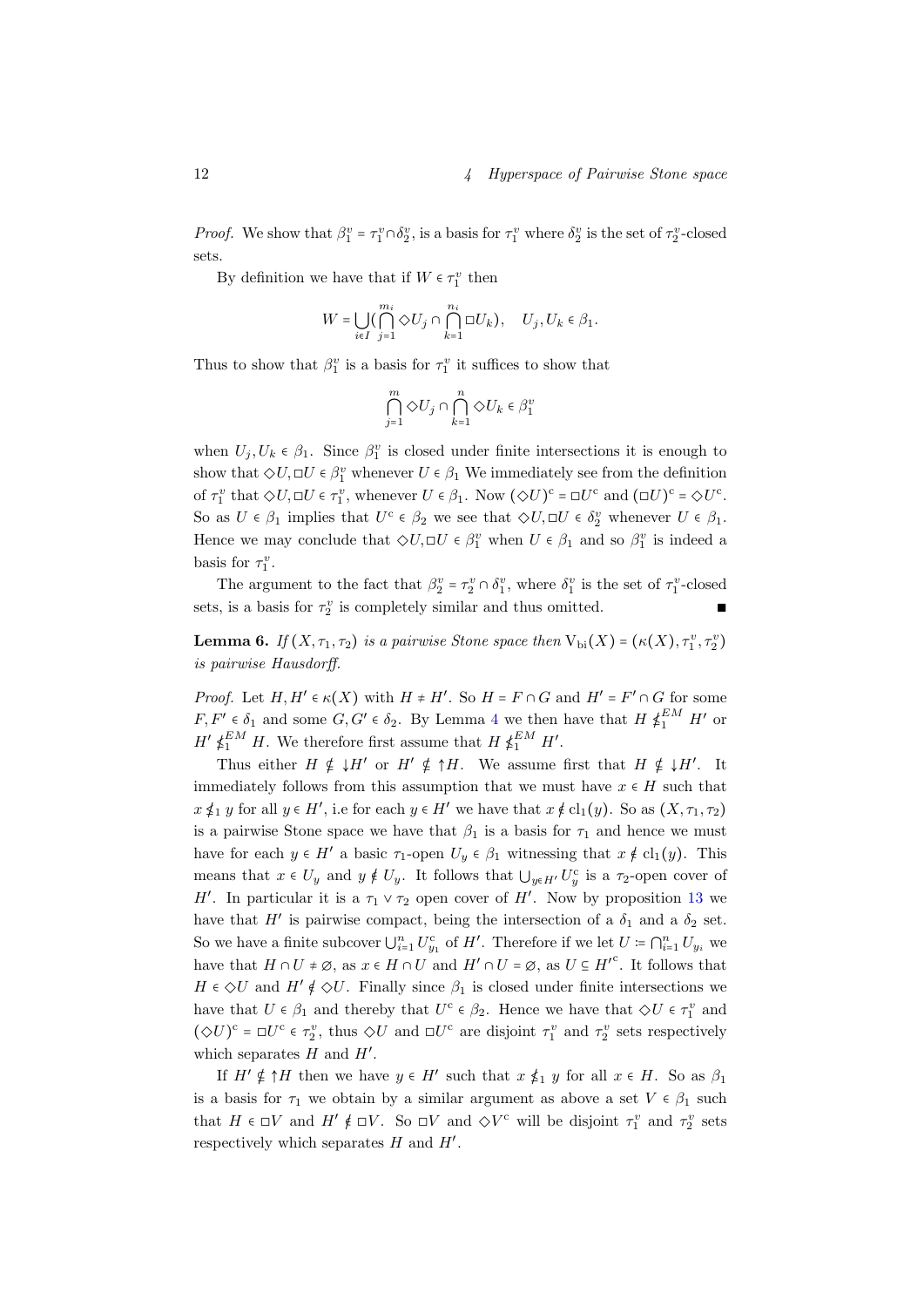*Proof.* We show that $\beta_1^v = \tau_1^v \cap \delta_2^v$, is a basis for $\tau_1^v$ where $\delta_2^v$ is the set of $\tau_2^v$-closed sets.

By definition we have that if $W \in \tau_1^v$ then

$$W = \bigcup_{i\in I}(\bigcap_{j=1}^{m_i} \Diamond U_j \cap \bigcap_{k=1}^{n_i} \Box U_k), \quad U_j, U_k \in \beta_1.$$

Thus to show that $\beta_1^v$ is a basis for $\tau_1^v$ it suffices to show that

$$\bigcap_{j=1}^{m} \Diamond U_j \cap \bigcap_{k=1}^{n} \Diamond U_k \in \beta_1^v$$

when $U_j, U_k \in \beta_1$. Since $\beta_1^v$ is closed under finite intersections it is enough to show that $\Diamond U, \Box U \in \beta_1^v$ whenever $U \in \beta_1$ We immediately see from the definition of $\tau_1^v$ that $\Diamond U, \Box U \in \tau_1^v$, whenever $U \in \beta_1$. Now $(\Diamond U)^c = \Box U^c$ and $(\Box U)^c = \Diamond U^c$. So as $U \in \beta_1$ implies that $U^c \in \beta_2$ we see that $\Diamond U, \Box U \in \delta_2^v$ whenever $U \in \beta_1$. Hence we may conclude that $\Diamond U, \Box U \in \beta_1^v$ when $U \in \beta_1$ and so $\beta_1^v$ is indeed a basis for $\tau_1^v$.

The argument to the fact that $\beta_2^v = \tau_2^v \cap \delta_1^v$, where $\delta_1^v$ is the set of $\tau_1^v$-closed sets, is a basis for $\tau_2^v$ is completely similar and thus omitted. ∎

**Lemma 6.** *If $(X, \tau_1, \tau_2)$ is a pairwise Stone space then $\mathrm{V_{bi}}(X) = (\kappa(X), \tau_1^v, \tau_2^v)$ is pairwise Hausdorff.*

*Proof.* Let $H, H' \in \kappa(X)$ with $H \neq H'$. So $H = F \cap G$ and $H' = F' \cap G$ for some $F, F' \in \delta_1$ and some $G, G' \in \delta_2$. By Lemma 4 we then have that $H \not\leq_1^{EM} H'$ or $H' \not\leq_1^{EM} H$. We therefore first assume that $H \not\leq_1^{EM} H'$.

Thus either $H \notin {\downarrow}H'$ or $H' \notin {\uparrow}H$. We assume first that $H \notin {\downarrow}H'$. It immediately follows from this assumption that we must have $x \in H$ such that $x \not\leq_1 y$ for all $y \in H'$, i.e for each $y \in H'$ we have that $x \notin \mathrm{cl}_1(y)$. So as $(X, \tau_1, \tau_2)$ is a pairwise Stone space we have that $\beta_1$ is a basis for $\tau_1$ and hence we must have for each $y \in H'$ a basic $\tau_1$-open $U_y \in \beta_1$ witnessing that $x \notin \mathrm{cl}_1(y)$. This means that $x \in U_y$ and $y \notin U_y$. It follows that $\bigcup_{y\in H'} U_y^c$ is a $\tau_2$-open cover of $H'$. In particular it is a $\tau_1 \vee \tau_2$ open cover of $H'$. Now by proposition 13 we have that $H'$ is pairwise compact, being the intersection of a $\delta_1$ and a $\delta_2$ set. So we have a finite subcover $\bigcup_{i=1}^n U_{y_1}^c$ of $H'$. Therefore if we let $U \coloneqq \bigcap_{i=1}^n U_{y_i}$ we have that $H \cap U \neq \varnothing$, as $x \in H \cap U$ and $H' \cap U = \varnothing$, as $U \subseteq H'^c$. It follows that $H \in \Diamond U$ and $H' \notin \Diamond U$. Finally since $\beta_1$ is closed under finite intersections we have that $U \in \beta_1$ and thereby that $U^c \in \beta_2$. Hence we have that $\Diamond U \in \tau_1^v$ and $(\Diamond U)^c = \Box U^c \in \tau_2^v$, thus $\Diamond U$ and $\Box U^c$ are disjoint $\tau_1^v$ and $\tau_2^v$ sets respectively which separates $H$ and $H'$.

If $H' \notin {\uparrow}H$ then we have $y \in H'$ such that $x \not\leq_1 y$ for all $x \in H$. So as $\beta_1$ is a basis for $\tau_1$ we obtain by a similar argument as above a set $V \in \beta_1$ such that $H \in \Box V$ and $H' \notin \Box V$. So $\Box V$ and $\Diamond V^c$ will be disjoint $\tau_1^v$ and $\tau_2^v$ sets respectively which separates $H$ and $H'$.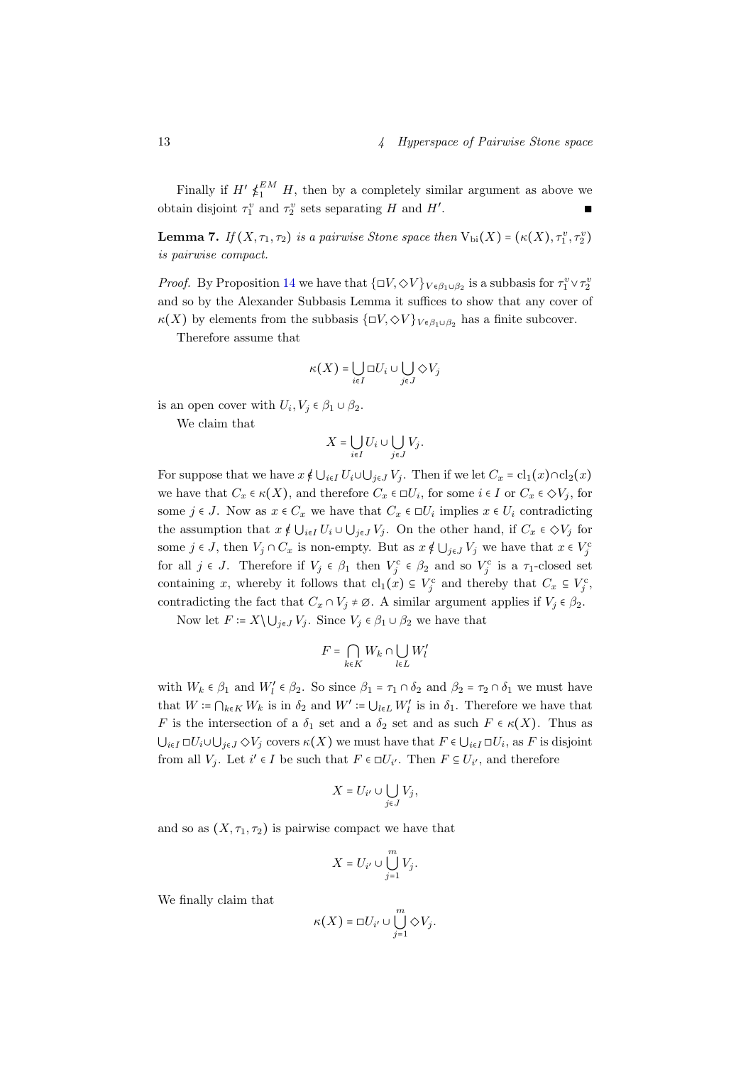Finally if $H' \nleq_1^{EM} H$, then by a completely similar argument as above we obtain disjoint $\tau_1^v$ and $\tau_2^v$ sets separating $H$ and $H'$. ∎

**Lemma 7.** *If $(X, \tau_1, \tau_2)$ is a pairwise Stone space then $\mathrm{V}_{\mathrm{bi}}(X) = (\kappa(X), \tau_1^v, \tau_2^v)$ is pairwise compact.*

*Proof.* By Proposition 14 we have that $\{\Box V, \Diamond V\}_{V \in \beta_1 \cup \beta_2}$ is a subbasis for $\tau_1^v \vee \tau_2^v$ and so by the Alexander Subbasis Lemma it suffices to show that any cover of $\kappa(X)$ by elements from the subbasis $\{\Box V, \Diamond V\}_{V \in \beta_1 \cup \beta_2}$ has a finite subcover.

Therefore assume that

$$\kappa(X) = \bigcup_{i \in I} \Box U_i \cup \bigcup_{j \in J} \Diamond V_j$$

is an open cover with $U_i, V_j \in \beta_1 \cup \beta_2$.

We claim that

$$X = \bigcup_{i \in I} U_i \cup \bigcup_{j \in J} V_j.$$

For suppose that we have $x \notin \bigcup_{i \in I} U_i \cup \bigcup_{j \in J} V_j$. Then if we let $C_x = \mathrm{cl}_1(x) \cap \mathrm{cl}_2(x)$ we have that $C_x \in \kappa(X)$, and therefore $C_x \in \Box U_i$, for some $i \in I$ or $C_x \in \Diamond V_j$, for some $j \in J$. Now as $x \in C_x$ we have that $C_x \in \Box U_i$ implies $x \in U_i$ contradicting the assumption that $x \notin \bigcup_{i \in I} U_i \cup \bigcup_{j \in J} V_j$. On the other hand, if $C_x \in \Diamond V_j$ for some $j \in J$, then $V_j \cap C_x$ is non-empty. But as $x \notin \bigcup_{j \in J} V_j$ we have that $x \in V_j^c$ for all $j \in J$. Therefore if $V_j \in \beta_1$ then $V_j^c \in \beta_2$ and so $V_j^c$ is a $\tau_1$-closed set containing $x$, whereby it follows that $\mathrm{cl}_1(x) \subseteq V_j^c$ and thereby that $C_x \subseteq V_j^c$, contradicting the fact that $C_x \cap V_j \neq \varnothing$. A similar argument applies if $V_j \in \beta_2$.

Now let $F := X \setminus \bigcup_{j \in J} V_j$. Since $V_j \in \beta_1 \cup \beta_2$ we have that

$$F = \bigcap_{k \in K} W_k \cap \bigcup_{l \in L} W_l'$$

with $W_k \in \beta_1$ and $W_l' \in \beta_2$. So since $\beta_1 = \tau_1 \cap \delta_2$ and $\beta_2 = \tau_2 \cap \delta_1$ we must have that $W := \bigcap_{k \in K} W_k$ is in $\delta_2$ and $W' := \bigcup_{l \in L} W_l'$ is in $\delta_1$. Therefore we have that $F$ is the intersection of a $\delta_1$ set and a $\delta_2$ set and as such $F \in \kappa(X)$. Thus as $\bigcup_{i \in I} \Box U_i \cup \bigcup_{j \in J} \Diamond V_j$ covers $\kappa(X)$ we must have that $F \in \bigcup_{i \in I} \Box U_i$, as $F$ is disjoint from all $V_j$. Let $i' \in I$ be such that $F \in \Box U_{i'}$. Then $F \subseteq U_{i'}$, and therefore

$$X = U_{i'} \cup \bigcup_{j \in J} V_j,$$

and so as $(X, \tau_1, \tau_2)$ is pairwise compact we have that

$$X = U_{i'} \cup \bigcup_{j=1}^{m} V_j.$$

We finally claim that

$$\kappa(X) = \Box U_{i'} \cup \bigcup_{j=1}^{m} \Diamond V_j.$$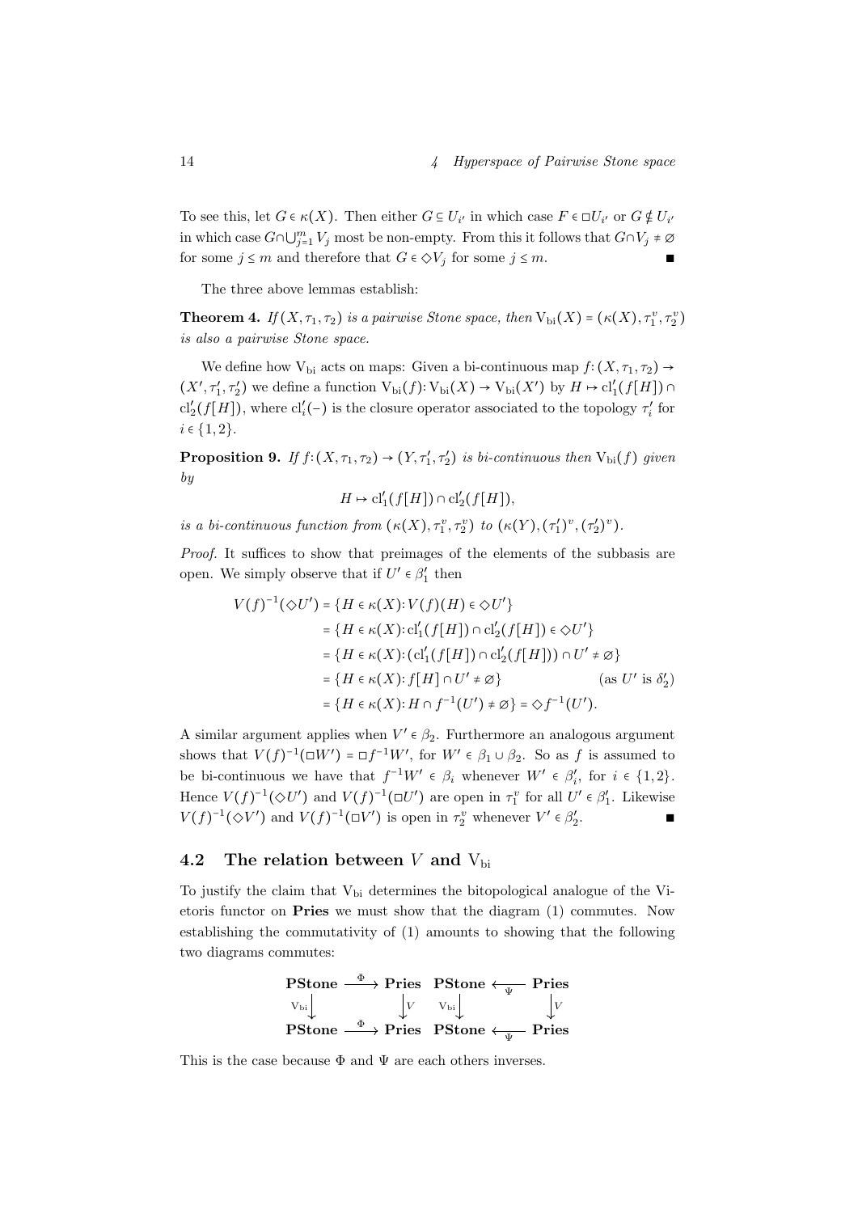To see this, let $G \in \kappa(X)$. Then either $G \subseteq U_{i'}$ in which case $F \in \Box U_{i'}$ or $G \notin U_{i'}$ in which case $G \cap \bigcup_{j=1}^{m} V_j$ most be non-empty. From this it follows that $G \cap V_j \neq \varnothing$ for some $j \leq m$ and therefore that $G \in \Diamond V_j$ for some $j \leq m$. ∎

The three above lemmas establish:

**Theorem 4.** *If $(X, \tau_1, \tau_2)$ is a pairwise Stone space, then $\mathrm{V_{bi}}(X) = (\kappa(X), \tau_1^v, \tau_2^v)$ is also a pairwise Stone space.*

We define how $\mathrm{V_{bi}}$ acts on maps: Given a bi-continuous map $f: (X, \tau_1, \tau_2) \to (X', \tau_1', \tau_2')$ we define a function $\mathrm{V_{bi}}(f): \mathrm{V_{bi}}(X) \to \mathrm{V_{bi}}(X')$ by $H \mapsto \mathrm{cl}_1'(f[H]) \cap \mathrm{cl}_2'(f[H])$, where $\mathrm{cl}_i'(-)$ is the closure operator associated to the topology $\tau_i'$ for $i \in \{1, 2\}$.

**Proposition 9.** *If $f: (X, \tau_1, \tau_2) \to (Y, \tau_1', \tau_2')$ is bi-continuous then $\mathrm{V_{bi}}(f)$ given by*

$$H \mapsto \mathrm{cl}_1'(f[H]) \cap \mathrm{cl}_2'(f[H]),$$

*is a bi-continuous function from $(\kappa(X), \tau_1^v, \tau_2^v)$ to $(\kappa(Y), (\tau_1')^v, (\tau_2')^v)$.*

*Proof.* It suffices to show that preimages of the elements of the subbasis are open. We simply observe that if $U' \in \beta_1'$ then

$$\begin{aligned}
V(f)^{-1}(\Diamond U') &= \{H \in \kappa(X) : V(f)(H) \in \Diamond U'\} \\
&= \{H \in \kappa(X) : \mathrm{cl}_1'(f[H]) \cap \mathrm{cl}_2'(f[H]) \in \Diamond U'\} \\
&= \{H \in \kappa(X) : (\mathrm{cl}_1'(f[H]) \cap \mathrm{cl}_2'(f[H])) \cap U' \neq \varnothing\} \\
&= \{H \in \kappa(X) : f[H] \cap U' \neq \varnothing\} \qquad \text{(as } U' \text{ is } \delta_2'\text{)} \\
&= \{H \in \kappa(X) : H \cap f^{-1}(U') \neq \varnothing\} = \Diamond f^{-1}(U').
\end{aligned}$$

A similar argument applies when $V' \in \beta_2$. Furthermore an analogous argument shows that $V(f)^{-1}(\Box W') = \Box f^{-1} W'$, for $W' \in \beta_1 \cup \beta_2$. So as $f$ is assumed to be bi-continuous we have that $f^{-1} W' \in \beta_i$ whenever $W' \in \beta_i'$, for $i \in \{1, 2\}$. Hence $V(f)^{-1}(\Diamond U')$ and $V(f)^{-1}(\Box U')$ are open in $\tau_1^v$ for all $U' \in \beta_1'$. Likewise $V(f)^{-1}(\Diamond V')$ and $V(f)^{-1}(\Box V')$ is open in $\tau_2^v$ whenever $V' \in \beta_2'$. ∎

## 4.2 The relation between $V$ and $\mathrm{V_{bi}}$

To justify the claim that $\mathrm{V_{bi}}$ determines the bitopological analogue of the Vietoris functor on **Pries** we must show that the diagram (1) commutes. Now establishing the commutativity of (1) amounts to showing that the following two diagrams commutes:

$$\begin{array}{ccc}
\mathbf{PStone} & \xrightarrow{\Phi} & \mathbf{Pries} \\
\downarrow{\scriptstyle \mathrm{V_{bi}}} & & \downarrow{\scriptstyle V} \\
\mathbf{PStone} & \xrightarrow{\Phi} & \mathbf{Pries}
\end{array}
\qquad
\begin{array}{ccc}
\mathbf{PStone} & \xleftarrow{\Psi} & \mathbf{Pries} \\
\downarrow{\scriptstyle \mathrm{V_{bi}}} & & \downarrow{\scriptstyle V} \\
\mathbf{PStone} & \xleftarrow{\Psi} & \mathbf{Pries}
\end{array}$$

This is the case because $\Phi$ and $\Psi$ are each others inverses.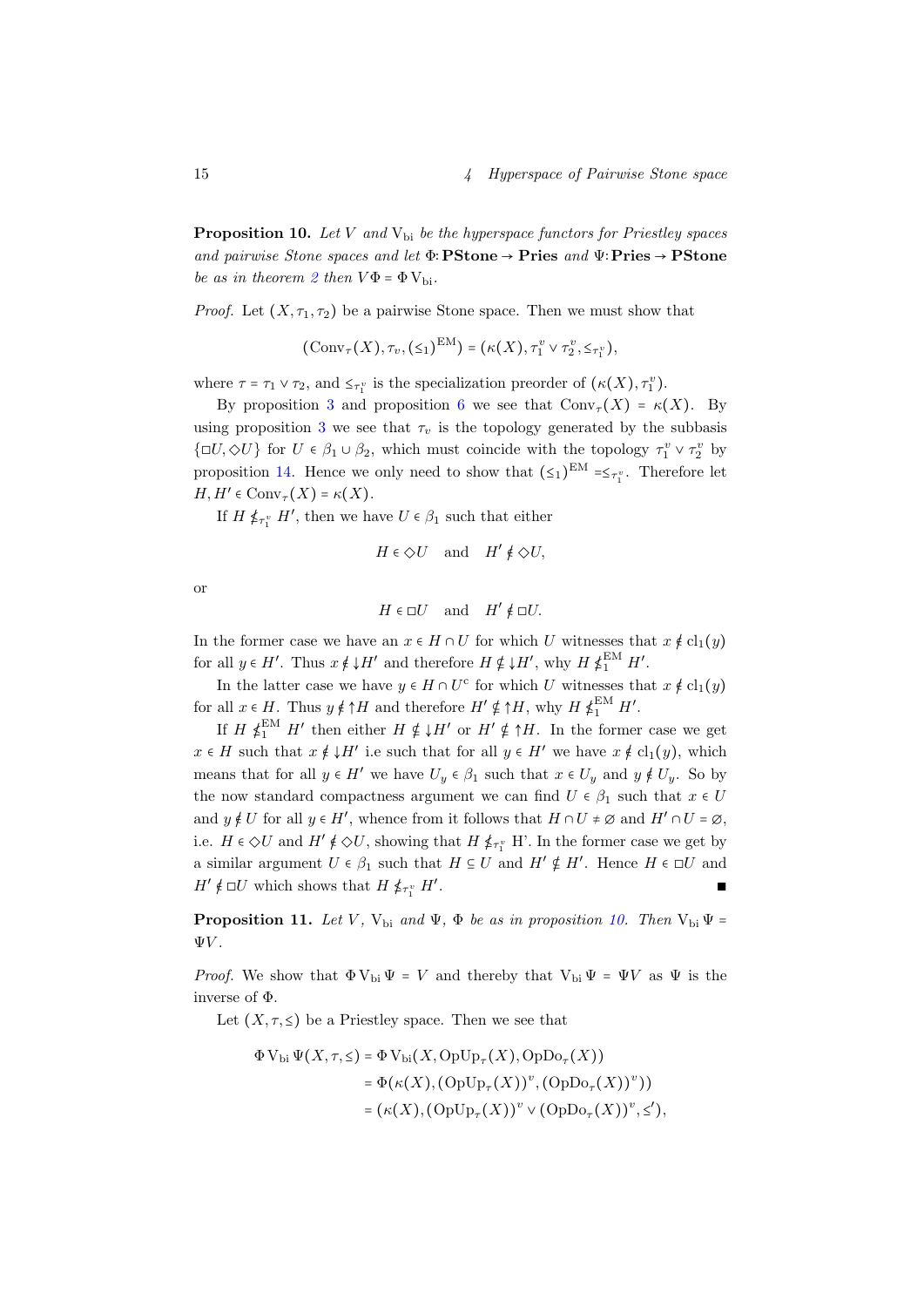**Proposition 10.** *Let $V$ and $\mathrm{V}_{\mathrm{bi}}$ be the hyperspace functors for Priestley spaces and pairwise Stone spaces and let $\Phi$:* **PStone** $\to$ **Pries** *and* $\Psi$: **Pries** $\to$ **PStone** *be as in theorem 2 then $V\Phi = \Phi\,\mathrm{V}_{\mathrm{bi}}$.*

*Proof.* Let $(X, \tau_1, \tau_2)$ be a pairwise Stone space. Then we must show that

$$(\mathrm{Conv}_\tau(X), \tau_v, (\leq_1)^{\mathrm{EM}}) = (\kappa(X), \tau_1^v \vee \tau_2^v, \leq_{\tau_1^v}),$$

where $\tau = \tau_1 \vee \tau_2$, and $\leq_{\tau_1^v}$ is the specialization preorder of $(\kappa(X), \tau_1^v)$.

By proposition 3 and proposition 6 we see that $\mathrm{Conv}_\tau(X) = \kappa(X)$. By using proposition 3 we see that $\tau_v$ is the topology generated by the subbasis $\{\Box U, \Diamond U\}$ for $U \in \beta_1 \cup \beta_2$, which must coincide with the topology $\tau_1^v \vee \tau_2^v$ by proposition 14. Hence we only need to show that $(\leq_1)^{\mathrm{EM}} = \leq_{\tau_1^v}$. Therefore let $H, H' \in \mathrm{Conv}_\tau(X) = \kappa(X)$.

If $H \nleq_{\tau_1^v} H'$, then we have $U \in \beta_1$ such that either

$$H \in \Diamond U \quad \text{and} \quad H' \notin \Diamond U,$$

or

$$H \in \Box U \quad \text{and} \quad H' \notin \Box U.$$

In the former case we have an $x \in H \cap U$ for which $U$ witnesses that $x \notin \mathrm{cl}_1(y)$ for all $y \in H'$. Thus $x \notin {\downarrow}H'$ and therefore $H \nsubseteq {\downarrow}H'$, why $H \nleq_1^{\mathrm{EM}} H'$.

In the latter case we have $y \in H \cap U^c$ for which $U$ witnesses that $x \notin \mathrm{cl}_1(y)$ for all $x \in H$. Thus $y \notin {\uparrow}H$ and therefore $H' \nsubseteq {\uparrow}H$, why $H \nleq_1^{\mathrm{EM}} H'$.

If $H \nleq_1^{\mathrm{EM}} H'$ then either $H \nsubseteq {\downarrow}H'$ or $H' \nsubseteq {\uparrow}H$. In the former case we get $x \in H$ such that $x \notin {\downarrow}H'$ i.e such that for all $y \in H'$ we have $x \notin \mathrm{cl}_1(y)$, which means that for all $y \in H'$ we have $U_y \in \beta_1$ such that $x \in U_y$ and $y \notin U_y$. So by the now standard compactness argument we can find $U \in \beta_1$ such that $x \in U$ and $y \notin U$ for all $y \in H'$, whence from it follows that $H \cap U \neq \varnothing$ and $H' \cap U = \varnothing$, i.e. $H \in \Diamond U$ and $H' \notin \Diamond U$, showing that $H \nleq_{\tau_1^v}$ H'. In the former case we get by a similar argument $U \in \beta_1$ such that $H \subseteq U$ and $H' \nsubseteq H'$. Hence $H \in \Box U$ and $H' \notin \Box U$ which shows that $H \nleq_{\tau_1^v} H'$. ∎

**Proposition 11.** *Let $V$, $\mathrm{V}_{\mathrm{bi}}$ and $\Psi$, $\Phi$ be as in proposition 10. Then $\mathrm{V}_{\mathrm{bi}}\,\Psi = \Psi V$.*

*Proof.* We show that $\Phi\,\mathrm{V}_{\mathrm{bi}}\,\Psi = V$ and thereby that $\mathrm{V}_{\mathrm{bi}}\,\Psi = \Psi V$ as $\Psi$ is the inverse of $\Phi$.

Let $(X, \tau, \leq)$ be a Priestley space. Then we see that

$$\begin{aligned}
\Phi\,\mathrm{V}_{\mathrm{bi}}\,\Psi(X, \tau, \leq) &= \Phi\,\mathrm{V}_{\mathrm{bi}}(X, \mathrm{OpUp}_\tau(X), \mathrm{OpDo}_\tau(X)) \\
&= \Phi(\kappa(X), (\mathrm{OpUp}_\tau(X))^v, (\mathrm{OpDo}_\tau(X))^v)) \\
&= (\kappa(X), (\mathrm{OpUp}_\tau(X))^v \vee (\mathrm{OpDo}_\tau(X))^v, \leq'),
\end{aligned}$$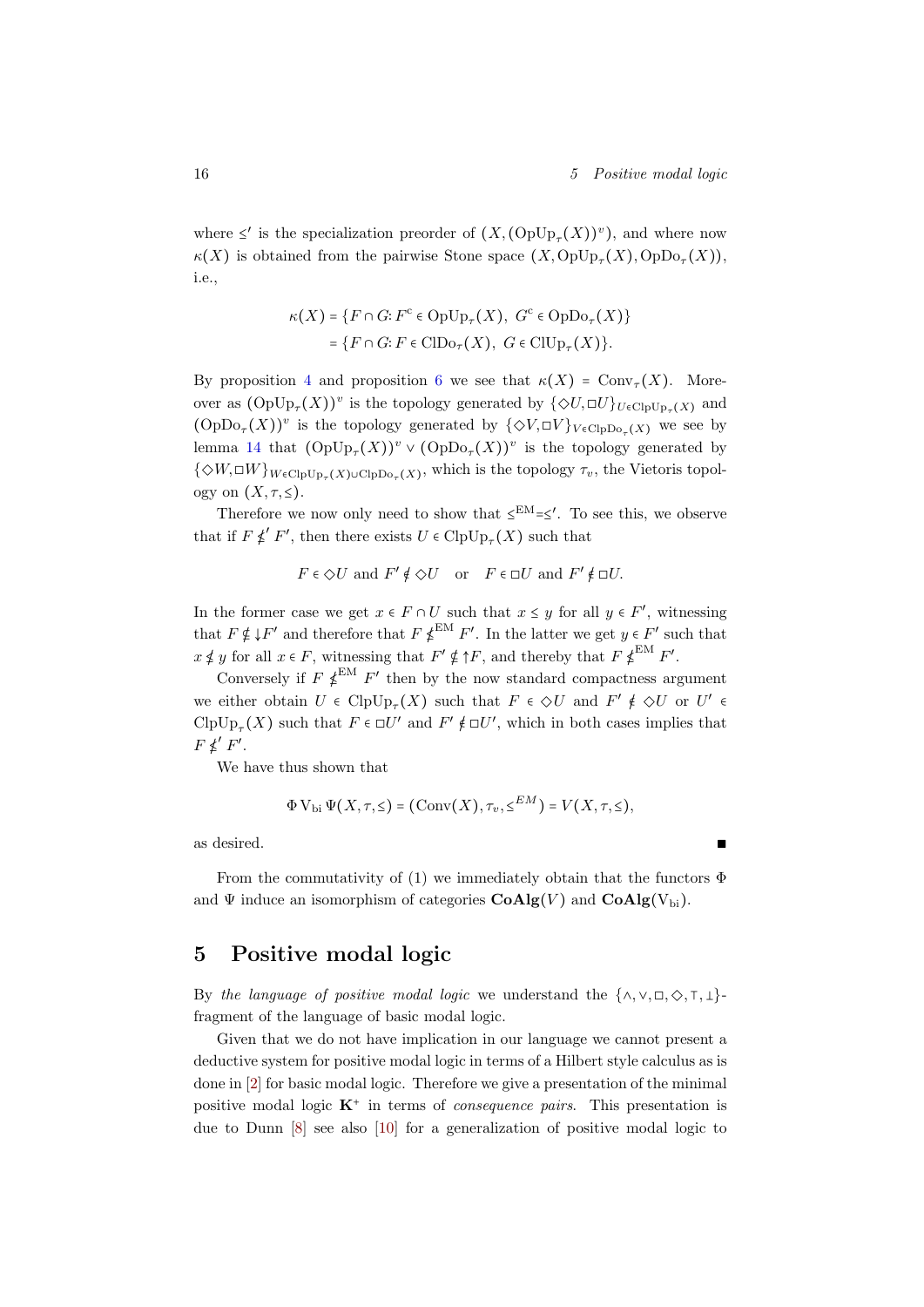where $\leq'$ is the specialization preorder of $(X, (\mathrm{OpUp}_\tau(X))^v)$, and where now $\kappa(X)$ is obtained from the pairwise Stone space $(X, \mathrm{OpUp}_\tau(X), \mathrm{OpDo}_\tau(X))$, i.e.,

$$\begin{aligned}\kappa(X) &= \{F \cap G : F^c \in \mathrm{OpUp}_\tau(X),\ G^c \in \mathrm{OpDo}_\tau(X)\}\\ &= \{F \cap G : F \in \mathrm{ClDo}_\tau(X),\ G \in \mathrm{ClUp}_\tau(X)\}.\end{aligned}$$

By proposition 4 and proposition 6 we see that $\kappa(X) = \mathrm{Conv}_\tau(X)$. Moreover as $(\mathrm{OpUp}_\tau(X))^v$ is the topology generated by $\{\Diamond U, \Box U\}_{U \in \mathrm{ClpUp}_\tau(X)}$ and $(\mathrm{OpDo}_\tau(X))^v$ is the topology generated by $\{\Diamond V, \Box V\}_{V \in \mathrm{ClpDo}_\tau(X)}$ we see by lemma 14 that $(\mathrm{OpUp}_\tau(X))^v \vee (\mathrm{OpDo}_\tau(X))^v$ is the topology generated by $\{\Diamond W, \Box W\}_{W \in \mathrm{ClpUp}_\tau(X) \cup \mathrm{ClpDo}_\tau(X)}$, which is the topology $\tau_v$, the Vietoris topology on $(X, \tau, \leq)$.

Therefore we now only need to show that $\leq^{\mathrm{EM}} = \leq'$. To see this, we observe that if $F \nleq' F'$, then there exists $U \in \mathrm{ClpUp}_\tau(X)$ such that

$$F \in \Diamond U \text{ and } F' \notin \Diamond U \quad \text{or} \quad F \in \Box U \text{ and } F' \notin \Box U.$$

In the former case we get $x \in F \cap U$ such that $x \leq y$ for all $y \in F'$, witnessing that $F \notin {\downarrow} F'$ and therefore that $F \nleq^{\mathrm{EM}} F'$. In the latter we get $y \in F'$ such that $x \nleq y$ for all $x \in F$, witnessing that $F' \notin {\uparrow} F$, and thereby that $F \nleq^{\mathrm{EM}} F'$.

Conversely if $F \nleq^{\mathrm{EM}} F'$ then by the now standard compactness argument we either obtain $U \in \mathrm{ClpUp}_\tau(X)$ such that $F \in \Diamond U$ and $F' \notin \Diamond U$ or $U' \in \mathrm{ClpUp}_\tau(X)$ such that $F \in \Box U'$ and $F' \notin \Box U'$, which in both cases implies that $F \nleq' F'$.

We have thus shown that

$$\Phi\, \mathrm{V_{bi}}\, \Psi(X, \tau, \leq) = (\mathrm{Conv}(X), \tau_v, \leq^{EM}) = V(X, \tau, \leq),$$

as desired. ∎

From the commutativity of (1) we immediately obtain that the functors $\Phi$ and $\Psi$ induce an isomorphism of categories $\mathbf{CoAlg}(V)$ and $\mathbf{CoAlg}(\mathrm{V_{bi}})$.

# 5 Positive modal logic

By *the language of positive modal logic* we understand the $\{\wedge, \vee, \Box, \Diamond, \top, \bot\}$-fragment of the language of basic modal logic.

Given that we do not have implication in our language we cannot present a deductive system for positive modal logic in terms of a Hilbert style calculus as is done in [2] for basic modal logic. Therefore we give a presentation of the minimal positive modal logic $\mathbf{K}^+$ in terms of *consequence pairs*. This presentation is due to Dunn [8] see also [10] for a generalization of positive modal logic to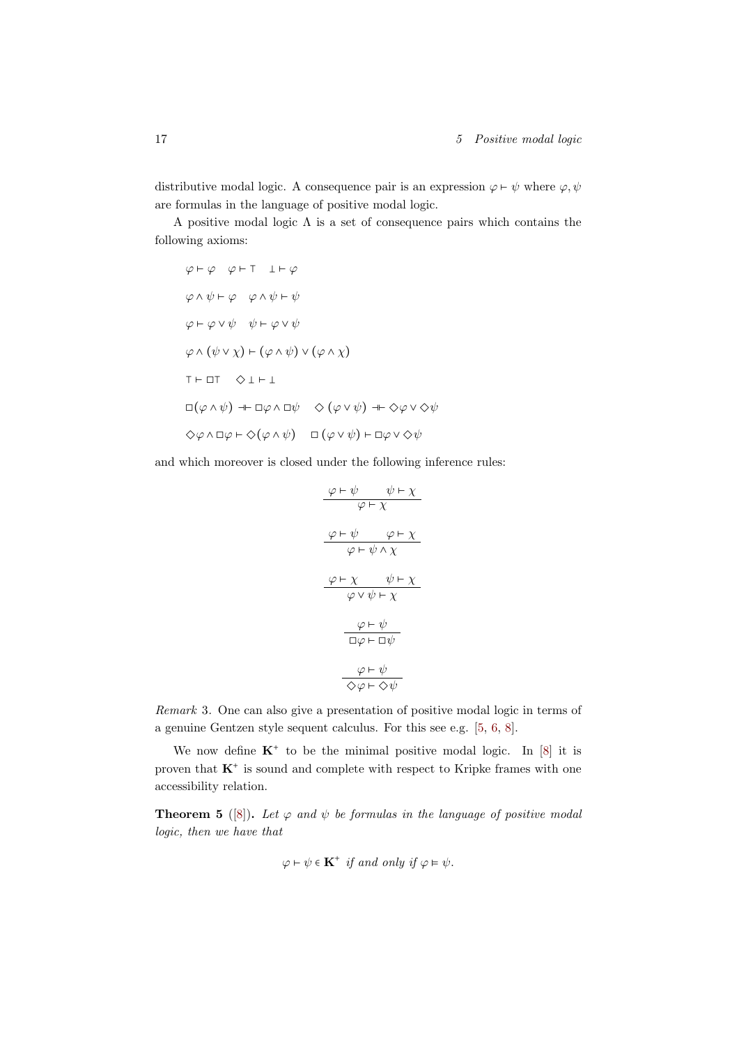distributive modal logic. A consequence pair is an expression $\varphi \vdash \psi$ where $\varphi, \psi$ are formulas in the language of positive modal logic.

A positive modal logic $\Lambda$ is a set of consequence pairs which contains the following axioms:

$$\varphi \vdash \varphi \quad \varphi \vdash \top \quad \bot \vdash \varphi$$

$$\varphi \wedge \psi \vdash \varphi \quad \varphi \wedge \psi \vdash \psi$$

$$\varphi \vdash \varphi \vee \psi \quad \psi \vdash \varphi \vee \psi$$

$$\varphi \wedge (\psi \vee \chi) \vdash (\varphi \wedge \psi) \vee (\varphi \wedge \chi)$$

$$\top \vdash \Box\top \quad \Diamond\bot \vdash \bot$$

$$\Box(\varphi \wedge \psi) \dashv\vdash \Box\varphi \wedge \Box\psi \quad \Diamond(\varphi \vee \psi) \dashv\vdash \Diamond\varphi \vee \Diamond\psi$$

$$\Diamond\varphi \wedge \Box\varphi \vdash \Diamond(\varphi \wedge \psi) \quad \Box(\varphi \vee \psi) \vdash \Box\varphi \vee \Diamond\psi$$

and which moreover is closed under the following inference rules:

$$\frac{\varphi \vdash \psi \qquad \psi \vdash \chi}{\varphi \vdash \chi}$$

$$\frac{\varphi \vdash \psi \qquad \varphi \vdash \chi}{\varphi \vdash \psi \wedge \chi}$$

$$\frac{\varphi \vdash \chi \qquad \psi \vdash \chi}{\varphi \vee \psi \vdash \chi}$$

$$\frac{\varphi \vdash \psi}{\Box\varphi \vdash \Box\psi}$$

$$\frac{\varphi \vdash \psi}{\Diamond\varphi \vdash \Diamond\psi}$$

*Remark* 3. One can also give a presentation of positive modal logic in terms of a genuine Gentzen style sequent calculus. For this see e.g. [5, 6, 8].

We now define $\mathbf{K}^+$ to be the minimal positive modal logic. In [8] it is proven that $\mathbf{K}^+$ is sound and complete with respect to Kripke frames with one accessibility relation.

**Theorem 5** ([8])**.** *Let $\varphi$ and $\psi$ be formulas in the language of positive modal logic, then we have that*

$$\varphi \vdash \psi \in \mathbf{K}^+ \text{ if and only if } \varphi \vDash \psi.$$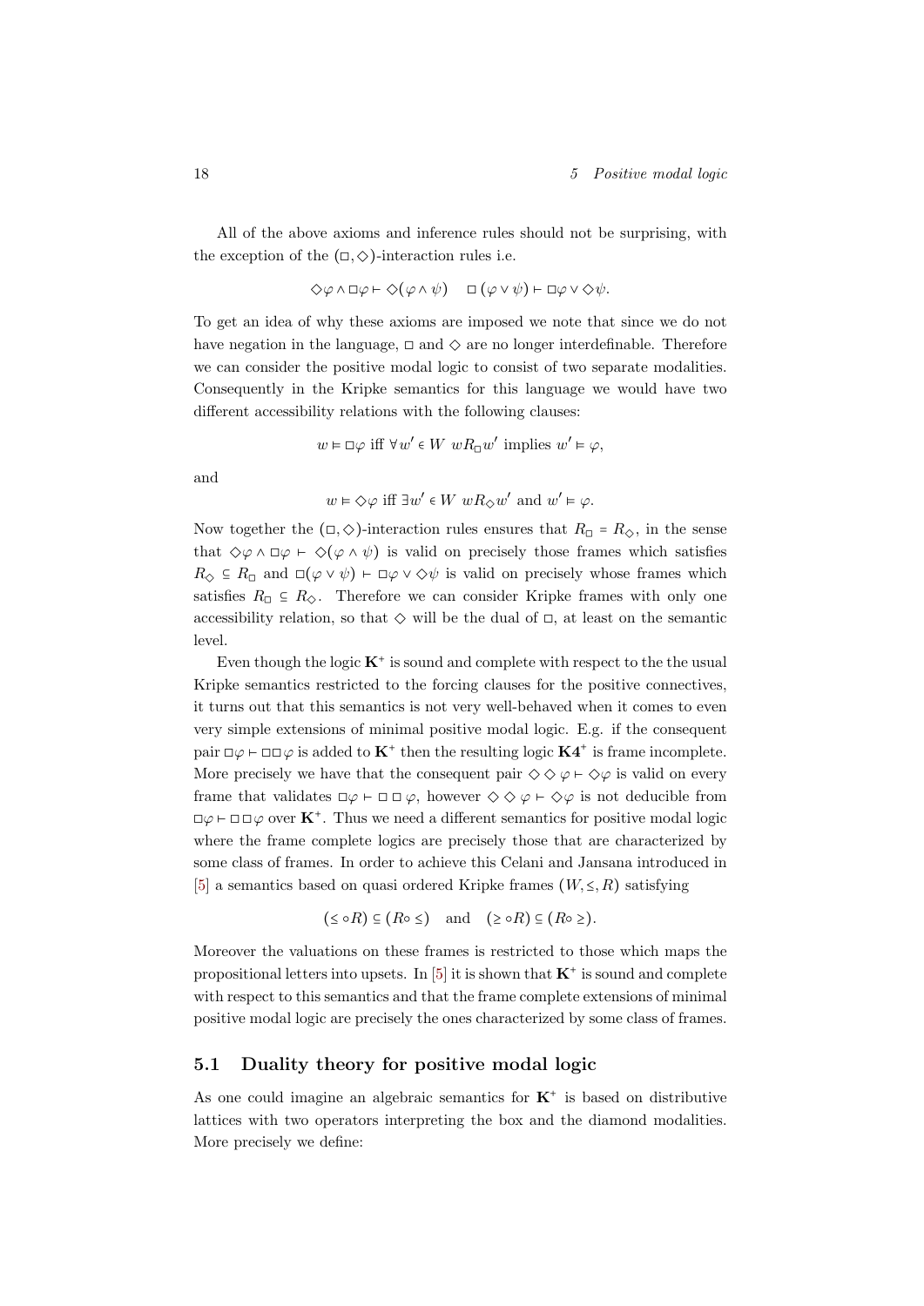All of the above axioms and inference rules should not be surprising, with the exception of the $(\Box, \Diamond)$-interaction rules i.e.

$$\Diamond\varphi \wedge \Box\varphi \vdash \Diamond(\varphi \wedge \psi) \quad \Box(\varphi \vee \psi) \vdash \Box\varphi \vee \Diamond\psi.$$

To get an idea of why these axioms are imposed we note that since we do not have negation in the language, $\Box$ and $\Diamond$ are no longer interdefinable. Therefore we can consider the positive modal logic to consist of two separate modalities. Consequently in the Kripke semantics for this language we would have two different accessibility relations with the following clauses:

$$w \vDash \Box\varphi \text{ iff } \forall w' \in W \ wR_{\Box}w' \text{ implies } w' \vDash \varphi,$$

and

$$w \vDash \Diamond\varphi \text{ iff } \exists w' \in W \ wR_{\Diamond}w' \text{ and } w' \vDash \varphi.$$

Now together the $(\Box, \Diamond)$-interaction rules ensures that $R_{\Box} = R_{\Diamond}$, in the sense that $\Diamond\varphi \wedge \Box\varphi \vdash \Diamond(\varphi \wedge \psi)$ is valid on precisely those frames which satisfies $R_{\Diamond} \subseteq R_{\Box}$ and $\Box(\varphi \vee \psi) \vdash \Box\varphi \vee \Diamond\psi$ is valid on precisely whose frames which satisfies $R_{\Box} \subseteq R_{\Diamond}$. Therefore we can consider Kripke frames with only one accessibility relation, so that $\Diamond$ will be the dual of $\Box$, at least on the semantic level.

Even though the logic $\mathbf{K}^+$ is sound and complete with respect to the the usual Kripke semantics restricted to the forcing clauses for the positive connectives, it turns out that this semantics is not very well-behaved when it comes to even very simple extensions of minimal positive modal logic. E.g. if the consequent pair $\Box\varphi \vdash \Box\Box\varphi$ is added to $\mathbf{K}^+$ then the resulting logic $\mathbf{K4}^+$ is frame incomplete. More precisely we have that the consequent pair $\Diamond\Diamond\varphi \vdash \Diamond\varphi$ is valid on every frame that validates $\Box\varphi \vdash \Box\Box\varphi$, however $\Diamond\Diamond\varphi \vdash \Diamond\varphi$ is not deducible from $\Box\varphi \vdash \Box\Box\varphi$ over $\mathbf{K}^+$. Thus we need a different semantics for positive modal logic where the frame complete logics are precisely those that are characterized by some class of frames. In order to achieve this Celani and Jansana introduced in [5] a semantics based on quasi ordered Kripke frames $(W, \leq, R)$ satisfying

$$(\leq \circ R) \subseteq (R \circ \leq) \quad \text{and} \quad (\geq \circ R) \subseteq (R \circ \geq).$$

Moreover the valuations on these frames is restricted to those which maps the propositional letters into upsets. In [5] it is shown that $\mathbf{K}^+$ is sound and complete with respect to this semantics and that the frame complete extensions of minimal positive modal logic are precisely the ones characterized by some class of frames.

## 5.1 Duality theory for positive modal logic

As one could imagine an algebraic semantics for $\mathbf{K}^+$ is based on distributive lattices with two operators interpreting the box and the diamond modalities. More precisely we define: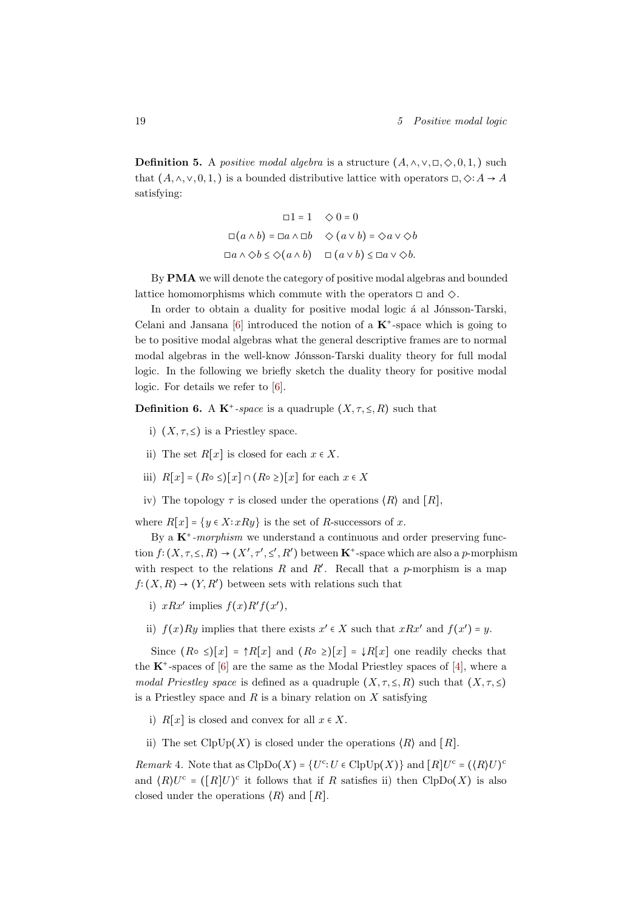**Definition 5.** A *positive modal algebra* is a structure $(A, \wedge, \vee, \Box, \Diamond, 0, 1,)$ such that $(A, \wedge, \vee, 0, 1,)$ is a bounded distributive lattice with operators $\Box, \Diamond : A \to A$ satisfying:

$$\Box 1 = 1 \quad \Diamond\, 0 = 0$$
$$\Box(a \wedge b) = \Box a \wedge \Box b \quad \Diamond\,(a \vee b) = \Diamond a \vee \Diamond b$$
$$\Box a \wedge \Diamond b \leq \Diamond(a \wedge b) \quad \Box\,(a \vee b) \leq \Box a \vee \Diamond b.$$

By **PMA** we will denote the category of positive modal algebras and bounded lattice homomorphisms which commute with the operators $\Box$ and $\Diamond$.

In order to obtain a duality for positive modal logic á al Jónsson-Tarski, Celani and Jansana [6] introduced the notion of a $\mathbf{K}^{+}$-space which is going to be to positive modal algebras what the general descriptive frames are to normal modal algebras in the well-know Jónsson-Tarski duality theory for full modal logic. In the following we briefly sketch the duality theory for positive modal logic. For details we refer to [6].

**Definition 6.** A $\mathbf{K}^{+}$*-space* is a quadruple $(X, \tau, \leq, R)$ such that

i) $(X, \tau, \leq)$ is a Priestley space.

ii) The set $R[x]$ is closed for each $x \in X$.

iii) $R[x] = (R \circ \leq)[x] \cap (R \circ \geq)[x]$ for each $x \in X$

iv) The topology $\tau$ is closed under the operations $\langle R \rangle$ and $[R]$,

where $R[x] = \{y \in X : xRy\}$ is the set of $R$-successors of $x$.

By a $\mathbf{K}^{+}$*-morphism* we understand a continuous and order preserving function $f : (X, \tau, \leq, R) \to (X', \tau', \leq', R')$ between $\mathbf{K}^{+}$-space which are also a $p$-morphism with respect to the relations $R$ and $R'$. Recall that a $p$-morphism is a map $f : (X, R) \to (Y, R')$ between sets with relations such that

i) $xRx'$ implies $f(x)R'f(x')$,

ii) $f(x)Ry$ implies that there exists $x' \in X$ such that $xRx'$ and $f(x') = y$.

Since $(R \circ \leq)[x] = \uparrow R[x]$ and $(R \circ \geq)[x] = \downarrow R[x]$ one readily checks that the $\mathbf{K}^{+}$-spaces of [6] are the same as the Modal Priestley spaces of [4], where a *modal Priestley space* is defined as a quadruple $(X, \tau, \leq, R)$ such that $(X, \tau, \leq)$ is a Priestley space and $R$ is a binary relation on $X$ satisfying

i) $R[x]$ is closed and convex for all $x \in X$.

ii) The set $\mathrm{ClpUp}(X)$ is closed under the operations $\langle R \rangle$ and $[R]$.

*Remark* 4. Note that as $\mathrm{ClpDo}(X) = \{U^{c} : U \in \mathrm{ClpUp}(X)\}$ and $[R]U^{c} = (\langle R \rangle U)^{c}$ and $\langle R \rangle U^{c} = ([R]U)^{c}$ it follows that if $R$ satisfies ii) then $\mathrm{ClpDo}(X)$ is also closed under the operations $\langle R \rangle$ and $[R]$.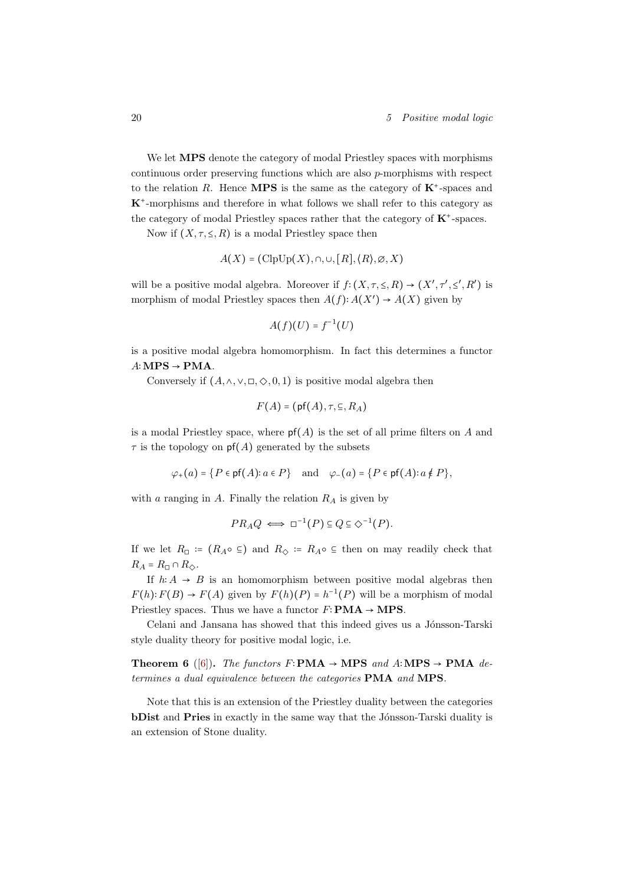We let **MPS** denote the category of modal Priestley spaces with morphisms continuous order preserving functions which are also $p$-morphisms with respect to the relation $R$. Hence **MPS** is the same as the category of $\mathbf{K}^+$-spaces and $\mathbf{K}^+$-morphisms and therefore in what follows we shall refer to this category as the category of modal Priestley spaces rather that the category of $\mathbf{K}^+$-spaces.

Now if $(X, \tau, \leq, R)$ is a modal Priestley space then

$$A(X) = (\mathrm{ClpUp}(X), \cap, \cup, [R], \langle R \rangle, \varnothing, X)$$

will be a positive modal algebra. Moreover if $f\colon (X, \tau, \leq, R) \to (X', \tau', \leq', R')$ is morphism of modal Priestley spaces then $A(f)\colon A(X') \to A(X)$ given by

$$A(f)(U) = f^{-1}(U)$$

is a positive modal algebra homomorphism. In fact this determines a functor $A\colon \mathbf{MPS} \to \mathbf{PMA}$.

Conversely if $(A, \wedge, \vee, \Box, \Diamond, 0, 1)$ is positive modal algebra then

$$F(A) = (\mathsf{pf}(A), \tau, \subseteq, R_A)$$

is a modal Priestley space, where $\mathsf{pf}(A)$ is the set of all prime filters on $A$ and $\tau$ is the topology on $\mathsf{pf}(A)$ generated by the subsets

$$\varphi_+(a) = \{P \in \mathsf{pf}(A) \colon a \in P\} \quad \text{and} \quad \varphi_-(a) = \{P \in \mathsf{pf}(A) \colon a \notin P\},$$

with $a$ ranging in $A$. Finally the relation $R_A$ is given by

$$P R_A Q \iff \Box^{-1}(P) \subseteq Q \subseteq \Diamond^{-1}(P).$$

If we let $R_\Box \coloneqq (R_A \circ \subseteq)$ and $R_\Diamond \coloneqq R_A \circ \subseteq$ then on may readily check that $R_A = R_\Box \cap R_\Diamond$.

If $h\colon A \to B$ is an homomorphism between positive modal algebras then $F(h)\colon F(B) \to F(A)$ given by $F(h)(P) = h^{-1}(P)$ will be a morphism of modal Priestley spaces. Thus we have a functor $F\colon \mathbf{PMA} \to \mathbf{MPS}$.

Celani and Jansana has showed that this indeed gives us a Jónsson-Tarski style duality theory for positive modal logic, i.e.

**Theorem 6** ([6]). *The functors $F\colon \mathbf{PMA} \to \mathbf{MPS}$ and $A\colon \mathbf{MPS} \to \mathbf{PMA}$ determines a dual equivalence between the categories* **PMA** *and* **MPS**.

Note that this is an extension of the Priestley duality between the categories **bDist** and **Pries** in exactly in the same way that the Jónsson-Tarski duality is an extension of Stone duality.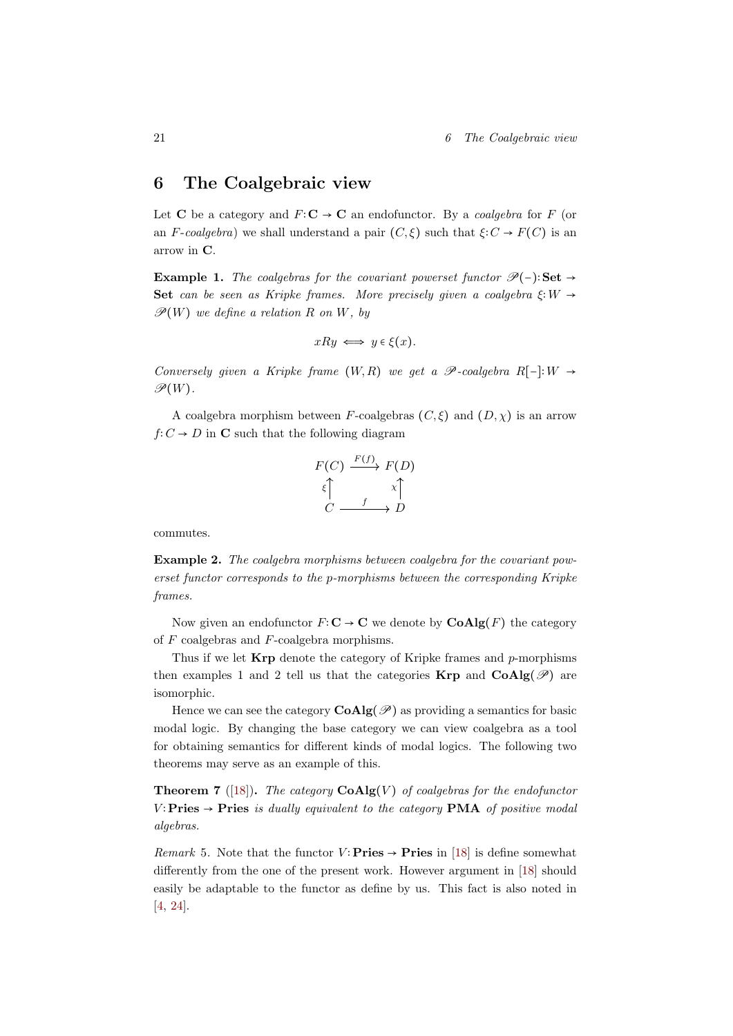# 6 The Coalgebraic view

Let $\mathbf{C}$ be a category and $F\colon \mathbf{C} \to \mathbf{C}$ an endofunctor. By a *coalgebra* for $F$ (or an *F-coalgebra*) we shall understand a pair $(C, \xi)$ such that $\xi\colon C \to F(C)$ is an arrow in $\mathbf{C}$.

**Example 1.** *The coalgebras for the covariant powerset functor $\mathscr{P}(-)\colon \mathbf{Set} \to \mathbf{Set}$ can be seen as Kripke frames. More precisely given a coalgebra $\xi\colon W \to \mathscr{P}(W)$ we define a relation $R$ on $W$, by*

$$xRy \iff y \in \xi(x).$$

*Conversely given a Kripke frame $(W, R)$ we get a $\mathscr{P}$-coalgebra $R[-]\colon W \to \mathscr{P}(W)$.*

A coalgebra morphism between $F$-coalgebras $(C, \xi)$ and $(D, \chi)$ is an arrow $f\colon C \to D$ in $\mathbf{C}$ such that the following diagram

$$\begin{array}{ccc} F(C) & \xrightarrow{F(f)} & F(D) \\ {\scriptstyle \xi}\uparrow & & \uparrow{\scriptstyle \chi} \\ C & \xrightarrow{\quad f \quad} & D \end{array}$$

commutes.

**Example 2.** *The coalgebra morphisms between coalgebra for the covariant powerset functor corresponds to the p-morphisms between the corresponding Kripke frames.*

Now given an endofunctor $F\colon \mathbf{C} \to \mathbf{C}$ we denote by $\mathbf{CoAlg}(F)$ the category of $F$ coalgebras and $F$-coalgebra morphisms.

Thus if we let $\mathbf{Krp}$ denote the category of Kripke frames and $p$-morphisms then examples 1 and 2 tell us that the categories $\mathbf{Krp}$ and $\mathbf{CoAlg}(\mathscr{P})$ are isomorphic.

Hence we can see the category $\mathbf{CoAlg}(\mathscr{P})$ as providing a semantics for basic modal logic. By changing the base category we can view coalgebra as a tool for obtaining semantics for different kinds of modal logics. The following two theorems may serve as an example of this.

**Theorem 7** ([18])**.** *The category $\mathbf{CoAlg}(V)$ of coalgebras for the endofunctor $V\colon \mathbf{Pries} \to \mathbf{Pries}$ is dually equivalent to the category $\mathbf{PMA}$ of positive modal algebras.*

*Remark* 5. Note that the functor $V\colon \mathbf{Pries} \to \mathbf{Pries}$ in [18] is define somewhat differently from the one of the present work. However argument in [18] should easily be adaptable to the functor as define by us. This fact is also noted in [4, 24].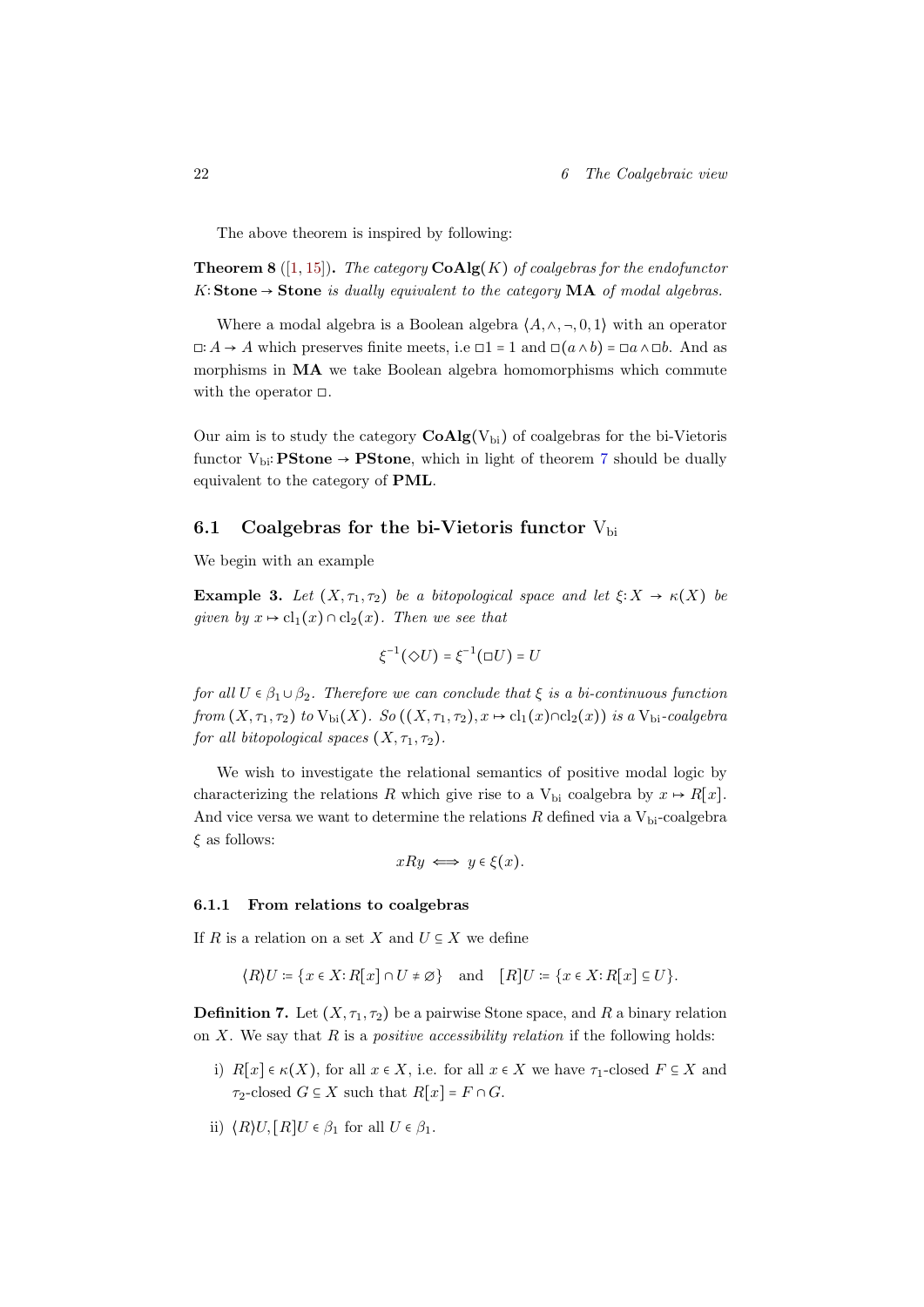The above theorem is inspired by following:

**Theorem 8** ([1, 15])**.** *The category* $\mathbf{CoAlg}(K)$ *of coalgebras for the endofunctor* $K\colon \mathbf{Stone} \to \mathbf{Stone}$ *is dually equivalent to the category* $\mathbf{MA}$ *of modal algebras.*

Where a modal algebra is a Boolean algebra $\langle A, \wedge, \neg, 0, 1\rangle$ with an operator $\Box\colon A \to A$ which preserves finite meets, i.e $\Box 1 = 1$ and $\Box(a \wedge b) = \Box a \wedge \Box b$. And as morphisms in $\mathbf{MA}$ we take Boolean algebra homomorphisms which commute with the operator $\Box$.

Our aim is to study the category $\mathbf{CoAlg}(\mathrm{V}_{\mathrm{bi}})$ of coalgebras for the bi-Vietoris functor $\mathrm{V}_{\mathrm{bi}}\colon \mathbf{PStone} \to \mathbf{PStone}$, which in light of theorem 7 should be dually equivalent to the category of $\mathbf{PML}$.

## 6.1 Coalgebras for the bi-Vietoris functor $\mathrm{V}_{\mathrm{bi}}$

We begin with an example

**Example 3.** *Let* $(X, \tau_1, \tau_2)$ *be a bitopological space and let* $\xi\colon X \to \kappa(X)$ *be given by* $x \mapsto \mathrm{cl}_1(x) \cap \mathrm{cl}_2(x)$*. Then we see that*

$$\xi^{-1}(\Diamond U) = \xi^{-1}(\Box U) = U$$

*for all* $U \in \beta_1 \cup \beta_2$*. Therefore we can conclude that* $\xi$ *is a bi-continuous function from* $(X, \tau_1, \tau_2)$ *to* $\mathrm{V}_{\mathrm{bi}}(X)$*. So* $((X, \tau_1, \tau_2), x \mapsto \mathrm{cl}_1(x) \cap \mathrm{cl}_2(x))$ *is a* $\mathrm{V}_{\mathrm{bi}}$*-coalgebra for all bitopological spaces* $(X, \tau_1, \tau_2)$*.*

We wish to investigate the relational semantics of positive modal logic by characterizing the relations $R$ which give rise to a $\mathrm{V}_{\mathrm{bi}}$ coalgebra by $x \mapsto R[x]$. And vice versa we want to determine the relations $R$ defined via a $\mathrm{V}_{\mathrm{bi}}$-coalgebra $\xi$ as follows:

$$xRy \iff y \in \xi(x).$$

### 6.1.1 From relations to coalgebras

If $R$ is a relation on a set $X$ and $U \subseteq X$ we define

$$\langle R\rangle U \coloneqq \{x \in X : R[x] \cap U \neq \varnothing\} \quad \text{and} \quad [R]U \coloneqq \{x \in X : R[x] \subseteq U\}.$$

**Definition 7.** Let $(X, \tau_1, \tau_2)$ be a pairwise Stone space, and $R$ a binary relation on $X$. We say that $R$ is a *positive accessibility relation* if the following holds:

i) $R[x] \in \kappa(X)$, for all $x \in X$, i.e. for all $x \in X$ we have $\tau_1$-closed $F \subseteq X$ and $\tau_2$-closed $G \subseteq X$ such that $R[x] = F \cap G$.

ii) $\langle R\rangle U, [R]U \in \beta_1$ for all $U \in \beta_1$.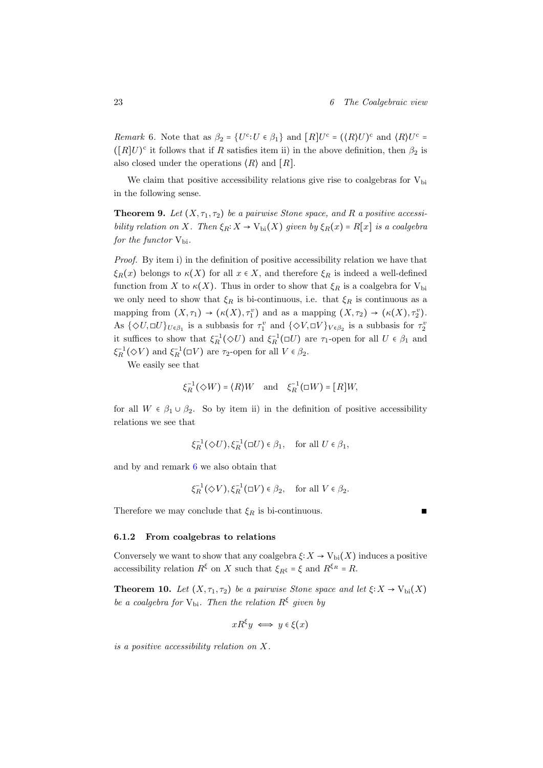*Remark* 6. Note that as $\beta_2 = \{U^c : U \in \beta_1\}$ and $[R]U^c = (\langle R\rangle U)^c$ and $\langle R\rangle U^c = ([R]U)^c$ it follows that if $R$ satisfies item ii) in the above definition, then $\beta_2$ is also closed under the operations $\langle R\rangle$ and $[R]$.

We claim that positive accessibility relations give rise to coalgebras for $\mathrm{V}_{\mathrm{bi}}$ in the following sense.

**Theorem 9.** *Let $(X, \tau_1, \tau_2)$ be a pairwise Stone space, and $R$ a positive accessibility relation on $X$. Then $\xi_R : X \to \mathrm{V}_{\mathrm{bi}}(X)$ given by $\xi_R(x) = R[x]$ is a coalgebra for the functor $\mathrm{V}_{\mathrm{bi}}$.*

*Proof.* By item i) in the definition of positive accessibility relation we have that $\xi_R(x)$ belongs to $\kappa(X)$ for all $x \in X$, and therefore $\xi_R$ is indeed a well-defined function from $X$ to $\kappa(X)$. Thus in order to show that $\xi_R$ is a coalgebra for $\mathrm{V}_{\mathrm{bi}}$ we only need to show that $\xi_R$ is bi-continuous, i.e. that $\xi_R$ is continuous as a mapping from $(X, \tau_1) \to (\kappa(X), \tau_1^v)$ and as a mapping $(X, \tau_2) \to (\kappa(X), \tau_2^v)$. As $\{\Diamond U, \Box U\}_{U \in \beta_1}$ is a subbasis for $\tau_1^v$ and $\{\Diamond V, \Box V\}_{V \in \beta_2}$ is a subbasis for $\tau_2^v$ it suffices to show that $\xi_R^{-1}(\Diamond U)$ and $\xi_R^{-1}(\Box U)$ are $\tau_1$-open for all $U \in \beta_1$ and $\xi_R^{-1}(\Diamond V)$ and $\xi_R^{-1}(\Box V)$ are $\tau_2$-open for all $V \in \beta_2$.

We easily see that

$$\xi_R^{-1}(\Diamond W) = \langle R\rangle W \quad \text{and} \quad \xi_R^{-1}(\Box W) = [R]W,$$

for all $W \in \beta_1 \cup \beta_2$. So by item ii) in the definition of positive accessibility relations we see that

$$\xi_R^{-1}(\Diamond U), \xi_R^{-1}(\Box U) \in \beta_1, \quad \text{for all } U \in \beta_1,$$

and by and remark 6 we also obtain that

$$\xi_R^{-1}(\Diamond V), \xi_R^{-1}(\Box V) \in \beta_2, \quad \text{for all } V \in \beta_2.$$

Therefore we may conclude that $\xi_R$ is bi-continuous. ∎

### 6.1.2 From coalgebras to relations

Conversely we want to show that any coalgebra $\xi : X \to \mathrm{V}_{\mathrm{bi}}(X)$ induces a positive accessibility relation $R^\xi$ on $X$ such that $\xi_{R^\xi} = \xi$ and $R^{\xi_R} = R$.

**Theorem 10.** *Let $(X, \tau_1, \tau_2)$ be a pairwise Stone space and let $\xi : X \to \mathrm{V}_{\mathrm{bi}}(X)$ be a coalgebra for $\mathrm{V}_{\mathrm{bi}}$. Then the relation $R^\xi$ given by*

$$xR^\xi y \iff y \in \xi(x)$$

*is a positive accessibility relation on $X$.*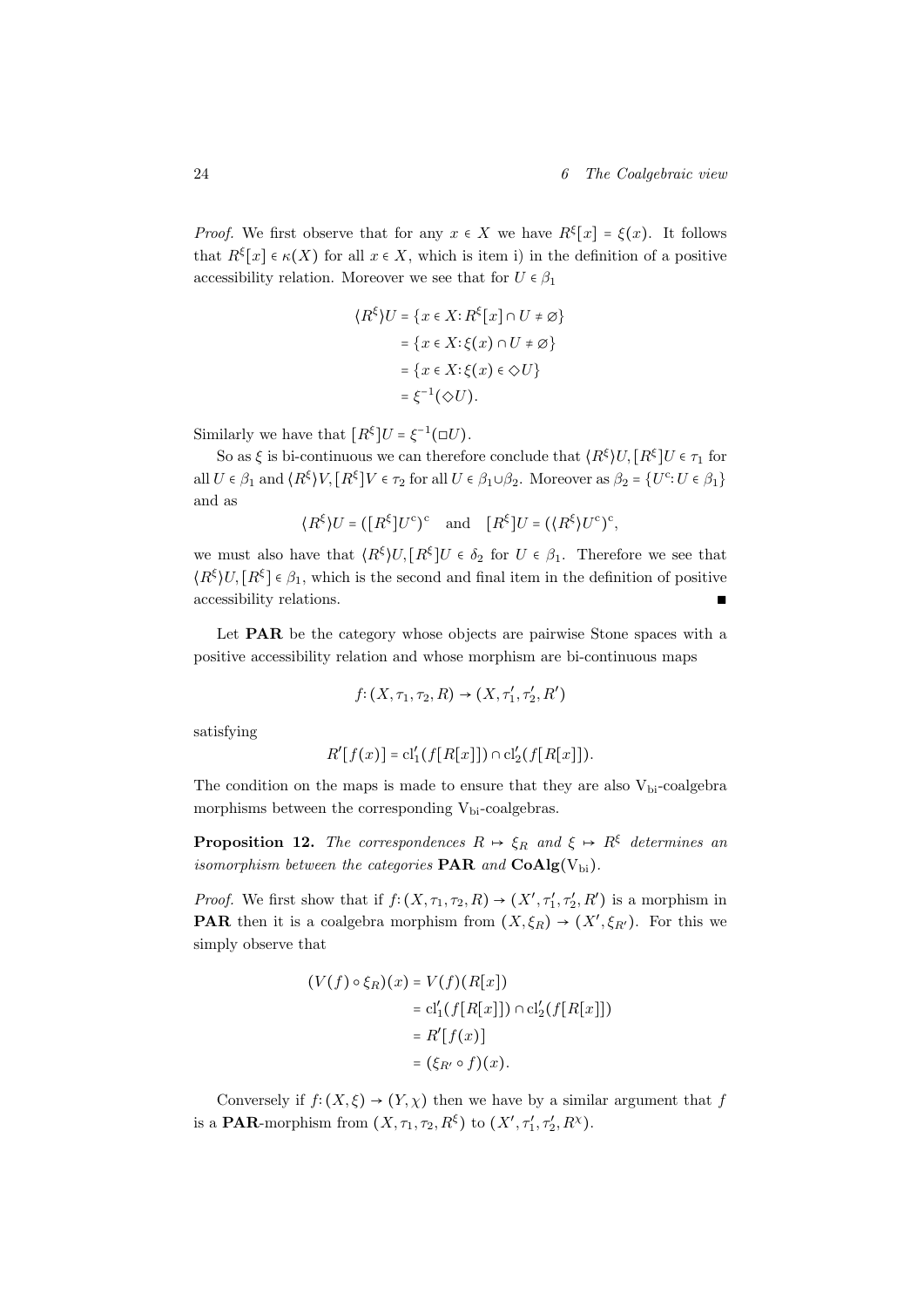*Proof.* We first observe that for any $x \in X$ we have $R^\xi[x] = \xi(x)$. It follows that $R^\xi[x] \in \kappa(X)$ for all $x \in X$, which is item i) in the definition of a positive accessibility relation. Moreover we see that for $U \in \beta_1$

$$
\begin{aligned}
\langle R^\xi \rangle U &= \{x \in X \colon R^\xi[x] \cap U \neq \varnothing\} \\
&= \{x \in X \colon \xi(x) \cap U \neq \varnothing\} \\
&= \{x \in X \colon \xi(x) \in \Diamond U\} \\
&= \xi^{-1}(\Diamond U).
\end{aligned}
$$

Similarly we have that $[R^\xi]U = \xi^{-1}(\Box U)$.

So as $\xi$ is bi-continuous we can therefore conclude that $\langle R^\xi \rangle U, [R^\xi]U \in \tau_1$ for all $U \in \beta_1$ and $\langle R^\xi \rangle V, [R^\xi]V \in \tau_2$ for all $U \in \beta_1 \cup \beta_2$. Moreover as $\beta_2 = \{U^c \colon U \in \beta_1\}$ and as

$$
\langle R^\xi \rangle U = ([R^\xi]U^c)^c \quad \text{and} \quad [R^\xi]U = (\langle R^\xi \rangle U^c)^c,
$$

we must also have that $\langle R^\xi \rangle U, [R^\xi]U \in \delta_2$ for $U \in \beta_1$. Therefore we see that $\langle R^\xi \rangle U, [R^\xi] \in \beta_1$, which is the second and final item in the definition of positive accessibility relations. ∎

Let **PAR** be the category whose objects are pairwise Stone spaces with a positive accessibility relation and whose morphism are bi-continuous maps

$$
f \colon (X, \tau_1, \tau_2, R) \to (X, \tau_1', \tau_2', R')
$$

satisfying

$$
R'[f(x)] = \mathrm{cl}_1'(f[R[x]]) \cap \mathrm{cl}_2'(f[R[x]]).
$$

The condition on the maps is made to ensure that they are also $\mathrm{V}_{\mathrm{bi}}$-coalgebra morphisms between the corresponding $\mathrm{V}_{\mathrm{bi}}$-coalgebras.

**Proposition 12.** *The correspondences $R \mapsto \xi_R$ and $\xi \mapsto R^\xi$ determines an isomorphism between the categories* **PAR** *and* $\mathbf{CoAlg}(\mathrm{V}_{\mathrm{bi}})$.

*Proof.* We first show that if $f \colon (X, \tau_1, \tau_2, R) \to (X', \tau_1', \tau_2', R')$ is a morphism in **PAR** then it is a coalgebra morphism from $(X, \xi_R) \to (X', \xi_{R'})$. For this we simply observe that

$$
\begin{aligned}
(V(f) \circ \xi_R)(x) &= V(f)(R[x]) \\
&= \mathrm{cl}_1'(f[R[x]]) \cap \mathrm{cl}_2'(f[R[x]]) \\
&= R'[f(x)] \\
&= (\xi_{R'} \circ f)(x).
\end{aligned}
$$

Conversely if $f \colon (X, \xi) \to (Y, \chi)$ then we have by a similar argument that $f$ is a **PAR**-morphism from $(X, \tau_1, \tau_2, R^\xi)$ to $(X', \tau_1', \tau_2', R^\chi)$.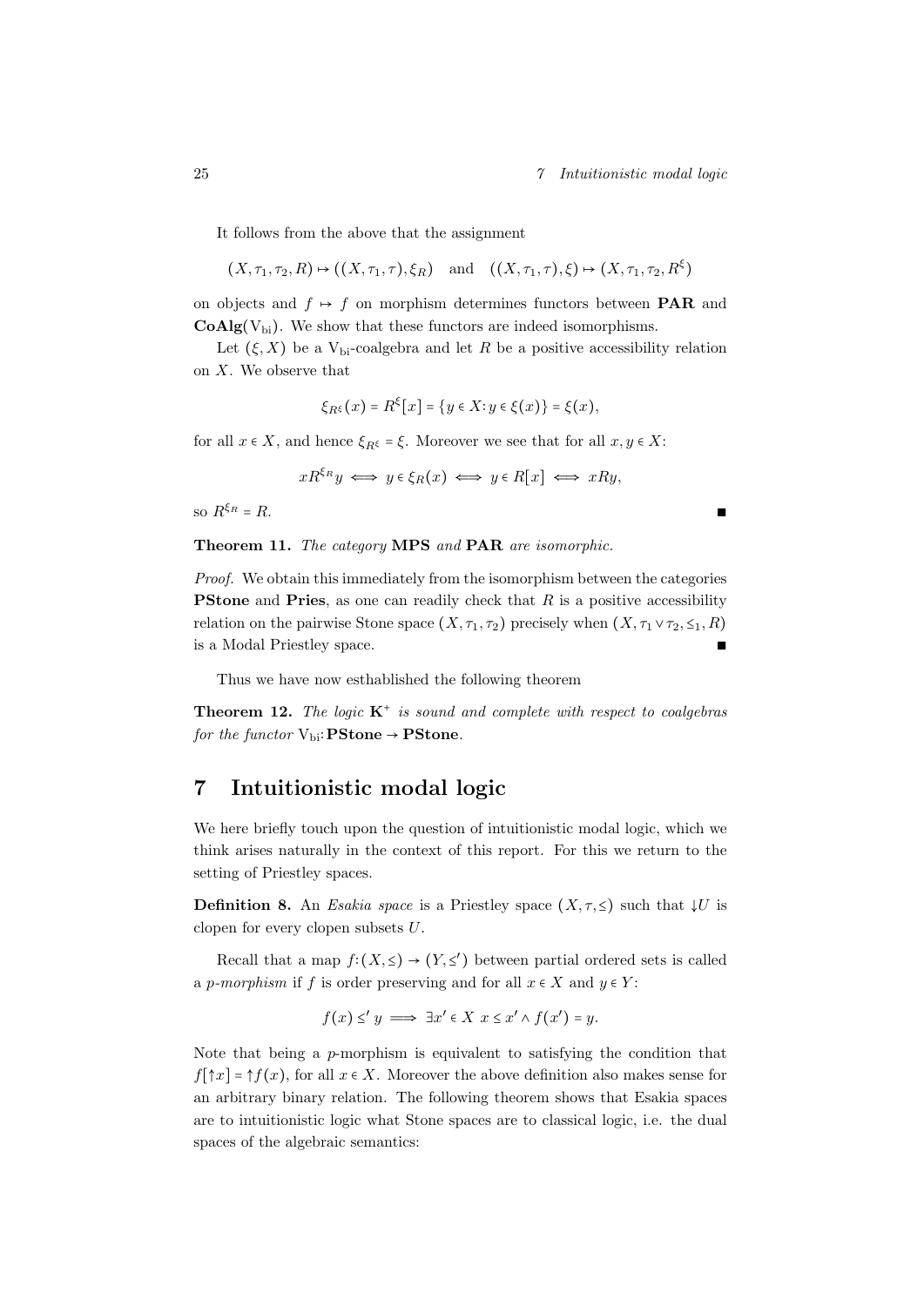It follows from the above that the assignment

$$(X, \tau_1, \tau_2, R) \mapsto ((X, \tau_1, \tau), \xi_R) \quad \text{and} \quad ((X, \tau_1, \tau), \xi) \mapsto (X, \tau_1, \tau_2, R^{\xi})$$

on objects and $f \mapsto f$ on morphism determines functors between **PAR** and $\mathbf{CoAlg}(\mathrm{V}_{\mathrm{bi}})$. We show that these functors are indeed isomorphisms.

Let $(\xi, X)$ be a $\mathrm{V}_{\mathrm{bi}}$-coalgebra and let $R$ be a positive accessibility relation on $X$. We observe that

$$\xi_{R^{\xi}}(x) = R^{\xi}[x] = \{y \in X : y \in \xi(x)\} = \xi(x),$$

for all $x \in X$, and hence $\xi_{R^{\xi}} = \xi$. Moreover we see that for all $x, y \in X$:

$$x R^{\xi_R} y \iff y \in \xi_R(x) \iff y \in R[x] \iff xRy,$$

so $R^{\xi_R} = R$. ∎

**Theorem 11.** *The category* **MPS** *and* **PAR** *are isomorphic.*

*Proof.* We obtain this immediately from the isomorphism between the categories **PStone** and **Pries**, as one can readily check that $R$ is a positive accessibility relation on the pairwise Stone space $(X, \tau_1, \tau_2)$ precisely when $(X, \tau_1 \vee \tau_2, \leq_1, R)$ is a Modal Priestley space. ∎

Thus we have now esthablished the following theorem

**Theorem 12.** *The logic* $\mathbf{K}^+$ *is sound and complete with respect to coalgebras for the functor* $\mathrm{V}_{\mathrm{bi}} \colon \mathbf{PStone} \to \mathbf{PStone}$.

# 7 Intuitionistic modal logic

We here briefly touch upon the question of intuitionistic modal logic, which we think arises naturally in the context of this report. For this we return to the setting of Priestley spaces.

**Definition 8.** An *Esakia space* is a Priestley space $(X, \tau, \leq)$ such that $\downarrow U$ is clopen for every clopen subsets $U$.

Recall that a map $f \colon (X, \leq) \to (Y, \leq')$ between partial ordered sets is called a *p-morphism* if $f$ is order preserving and for all $x \in X$ and $y \in Y$:

$$f(x) \leq' y \implies \exists x' \in X \; x \leq x' \wedge f(x') = y.$$

Note that being a $p$-morphism is equivalent to satisfying the condition that $f[\uparrow x] = \uparrow f(x)$, for all $x \in X$. Moreover the above definition also makes sense for an arbitrary binary relation. The following theorem shows that Esakia spaces are to intuitionistic logic what Stone spaces are to classical logic, i.e. the dual spaces of the algebraic semantics: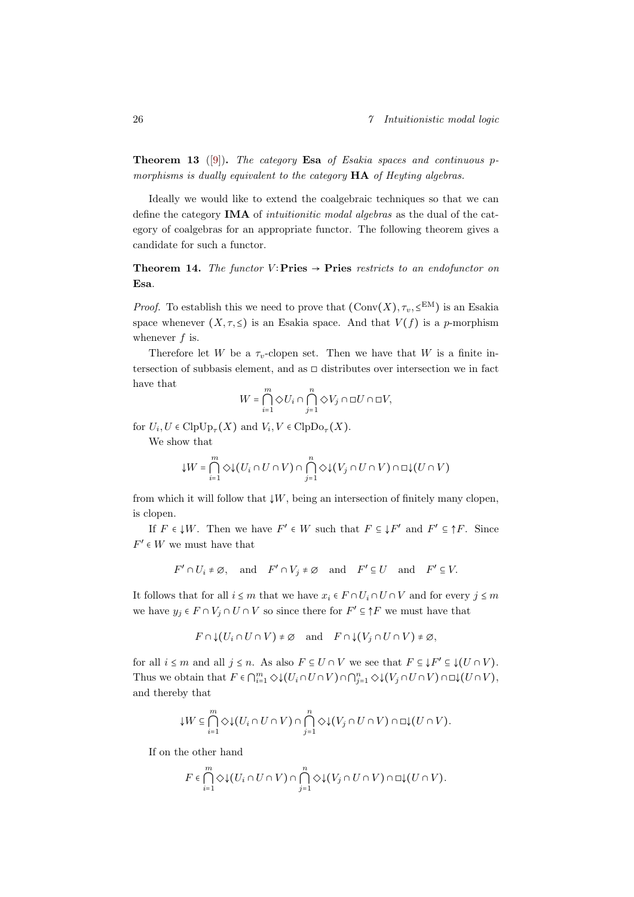**Theorem 13** ([9]). *The category* **Esa** *of Esakia spaces and continuous p-morphisms is dually equivalent to the category* **HA** *of Heyting algebras.*

Ideally we would like to extend the coalgebraic techniques so that we can define the category **IMA** of *intuitionitic modal algebras* as the dual of the category of coalgebras for an appropriate functor. The following theorem gives a candidate for such a functor.

**Theorem 14.** *The functor* $V$: **Pries** $\to$ **Pries** *restricts to an endofunctor on* **Esa**.

*Proof.* To establish this we need to prove that $(\mathrm{Conv}(X), \tau_v, \leq^{\mathrm{EM}})$ is an Esakia space whenever $(X, \tau, \leq)$ is an Esakia space. And that $V(f)$ is a $p$-morphism whenever $f$ is.

Therefore let $W$ be a $\tau_v$-clopen set. Then we have that $W$ is a finite intersection of subbasis element, and as $\Box$ distributes over intersection we in fact have that

$$W = \bigcap_{i=1}^{m} \Diamond U_i \cap \bigcap_{j=1}^{n} \Diamond V_j \cap \Box U \cap \Box V,$$

for $U_i, U \in \mathrm{ClpUp}_\tau(X)$ and $V_i, V \in \mathrm{ClpDo}_\tau(X)$.

We show that

$$\downarrow W = \bigcap_{i=1}^{m} \Diamond{\downarrow}(U_i \cap U \cap V) \cap \bigcap_{j=1}^{n} \Diamond{\downarrow}(V_j \cap U \cap V) \cap \Box{\downarrow}(U \cap V)$$

from which it will follow that $\downarrow W$, being an intersection of finitely many clopen, is clopen.

If $F \in \downarrow W$. Then we have $F' \in W$ such that $F \subseteq \downarrow F'$ and $F' \subseteq \uparrow F$. Since $F' \in W$ we must have that

$$F' \cap U_i \neq \varnothing, \quad \text{and} \quad F' \cap V_j \neq \varnothing \quad \text{and} \quad F' \subseteq U \quad \text{and} \quad F' \subseteq V.$$

It follows that for all $i \leq m$ that we have $x_i \in F \cap U_i \cap U \cap V$ and for every $j \leq m$ we have $y_j \in F \cap V_j \cap U \cap V$ so since there for $F' \subseteq \uparrow F$ we must have that

$$F \cap {\downarrow}(U_i \cap U \cap V) \neq \varnothing \quad \text{and} \quad F \cap {\downarrow}(V_j \cap U \cap V) \neq \varnothing,$$

for all $i \leq m$ and all $j \leq n$. As also $F \subseteq U \cap V$ we see that $F \subseteq \downarrow F' \subseteq {\downarrow}(U \cap V)$. Thus we obtain that $F \in \bigcap_{i=1}^{m} \Diamond{\downarrow}(U_i \cap U \cap V) \cap \bigcap_{j=1}^{n} \Diamond{\downarrow}(V_j \cap U \cap V) \cap \Box{\downarrow}(U \cap V)$, and thereby that

$$\downarrow W \subseteq \bigcap_{i=1}^{m} \Diamond{\downarrow}(U_i \cap U \cap V) \cap \bigcap_{j=1}^{n} \Diamond{\downarrow}(V_j \cap U \cap V) \cap \Box{\downarrow}(U \cap V).$$

If on the other hand

$$F \in \bigcap_{i=1}^{m} \Diamond{\downarrow}(U_i \cap U \cap V) \cap \bigcap_{j=1}^{n} \Diamond{\downarrow}(V_j \cap U \cap V) \cap \Box{\downarrow}(U \cap V).$$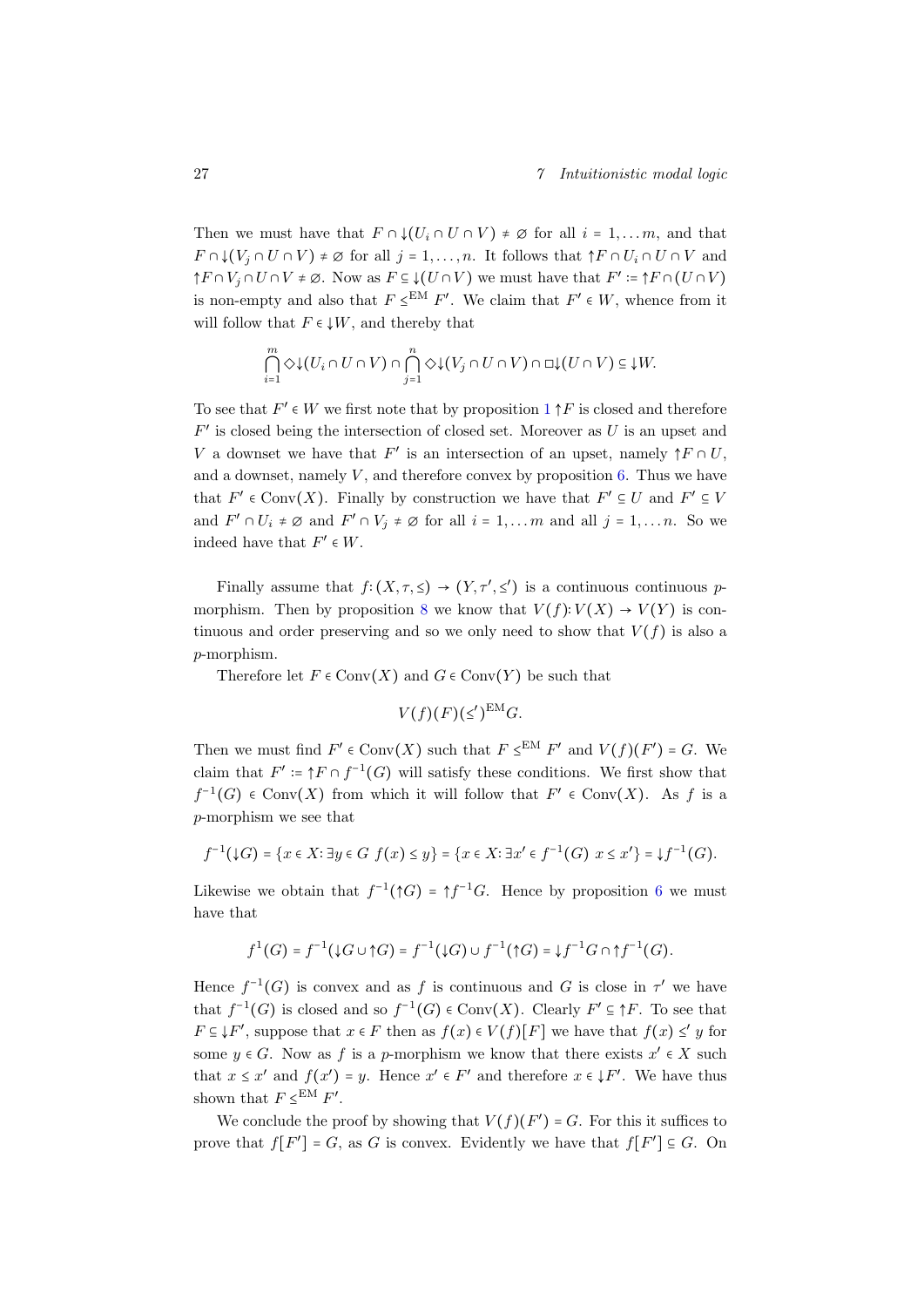Then we must have that $F \cap {\downarrow}(U_i \cap U \cap V) \neq \varnothing$ for all $i = 1, \ldots m$, and that $F \cap {\downarrow}(V_j \cap U \cap V) \neq \varnothing$ for all $j = 1, \ldots, n$. It follows that ${\uparrow}F \cap U_i \cap U \cap V$ and ${\uparrow}F \cap V_j \cap U \cap V \neq \varnothing$. Now as $F \subseteq {\downarrow}(U \cap V)$ we must have that $F' := {\uparrow}F \cap (U \cap V)$ is non-empty and also that $F \leq^{\mathrm{EM}} F'$. We claim that $F' \in W$, whence from it will follow that $F \in {\downarrow}W$, and thereby that

$$\bigcap_{i=1}^{m} \Diamond{\downarrow}(U_i \cap U \cap V) \cap \bigcap_{j=1}^{n} \Diamond{\downarrow}(V_j \cap U \cap V) \cap \Box{\downarrow}(U \cap V) \subseteq {\downarrow}W.$$

To see that $F' \in W$ we first note that by proposition 1 ${\uparrow}F$ is closed and therefore $F'$ is closed being the intersection of closed set. Moreover as $U$ is an upset and $V$ a downset we have that $F'$ is an intersection of an upset, namely ${\uparrow}F \cap U$, and a downset, namely $V$, and therefore convex by proposition 6. Thus we have that $F' \in \mathrm{Conv}(X)$. Finally by construction we have that $F' \subseteq U$ and $F' \subseteq V$ and $F' \cap U_i \neq \varnothing$ and $F' \cap V_j \neq \varnothing$ for all $i = 1, \ldots m$ and all $j = 1, \ldots n$. So we indeed have that $F' \in W$.

Finally assume that $f \colon (X, \tau, \leq) \to (Y, \tau', \leq')$ is a continuous continuous $p$-morphism. Then by proposition 8 we know that $V(f) \colon V(X) \to V(Y)$ is continuous and order preserving and so we only need to show that $V(f)$ is also a $p$-morphism.

Therefore let $F \in \mathrm{Conv}(X)$ and $G \in \mathrm{Conv}(Y)$ be such that

$$V(f)(F)(\leq')^{\mathrm{EM}} G.$$

Then we must find $F' \in \mathrm{Conv}(X)$ such that $F \leq^{\mathrm{EM}} F'$ and $V(f)(F') = G$. We claim that $F' := {\uparrow}F \cap f^{-1}(G)$ will satisfy these conditions. We first show that $f^{-1}(G) \in \mathrm{Conv}(X)$ from which it will follow that $F' \in \mathrm{Conv}(X)$. As $f$ is a $p$-morphism we see that

$$f^{-1}({\downarrow}G) = \{x \in X \colon \exists y \in G \; f(x) \leq y\} = \{x \in X \colon \exists x' \in f^{-1}(G) \; x \leq x'\} = {\downarrow}f^{-1}(G).$$

Likewise we obtain that $f^{-1}({\uparrow}G) = {\uparrow}f^{-1}G$. Hence by proposition 6 we must have that

$$f^{1}(G) = f^{-1}({\downarrow}G \cup {\uparrow}G) = f^{-1}({\downarrow}G) \cup f^{-1}({\uparrow}G) = {\downarrow}f^{-1}G \cap {\uparrow}f^{-1}(G).$$

Hence $f^{-1}(G)$ is convex and as $f$ is continuous and $G$ is close in $\tau'$ we have that $f^{-1}(G)$ is closed and so $f^{-1}(G) \in \mathrm{Conv}(X)$. Clearly $F' \subseteq {\uparrow}F$. To see that $F \subseteq {\downarrow}F'$, suppose that $x \in F$ then as $f(x) \in V(f)[F]$ we have that $f(x) \leq' y$ for some $y \in G$. Now as $f$ is a $p$-morphism we know that there exists $x' \in X$ such that $x \leq x'$ and $f(x') = y$. Hence $x' \in F'$ and therefore $x \in {\downarrow}F'$. We have thus shown that $F \leq^{\mathrm{EM}} F'$.

We conclude the proof by showing that $V(f)(F') = G$. For this it suffices to prove that $f[F'] = G$, as $G$ is convex. Evidently we have that $f[F'] \subseteq G$. On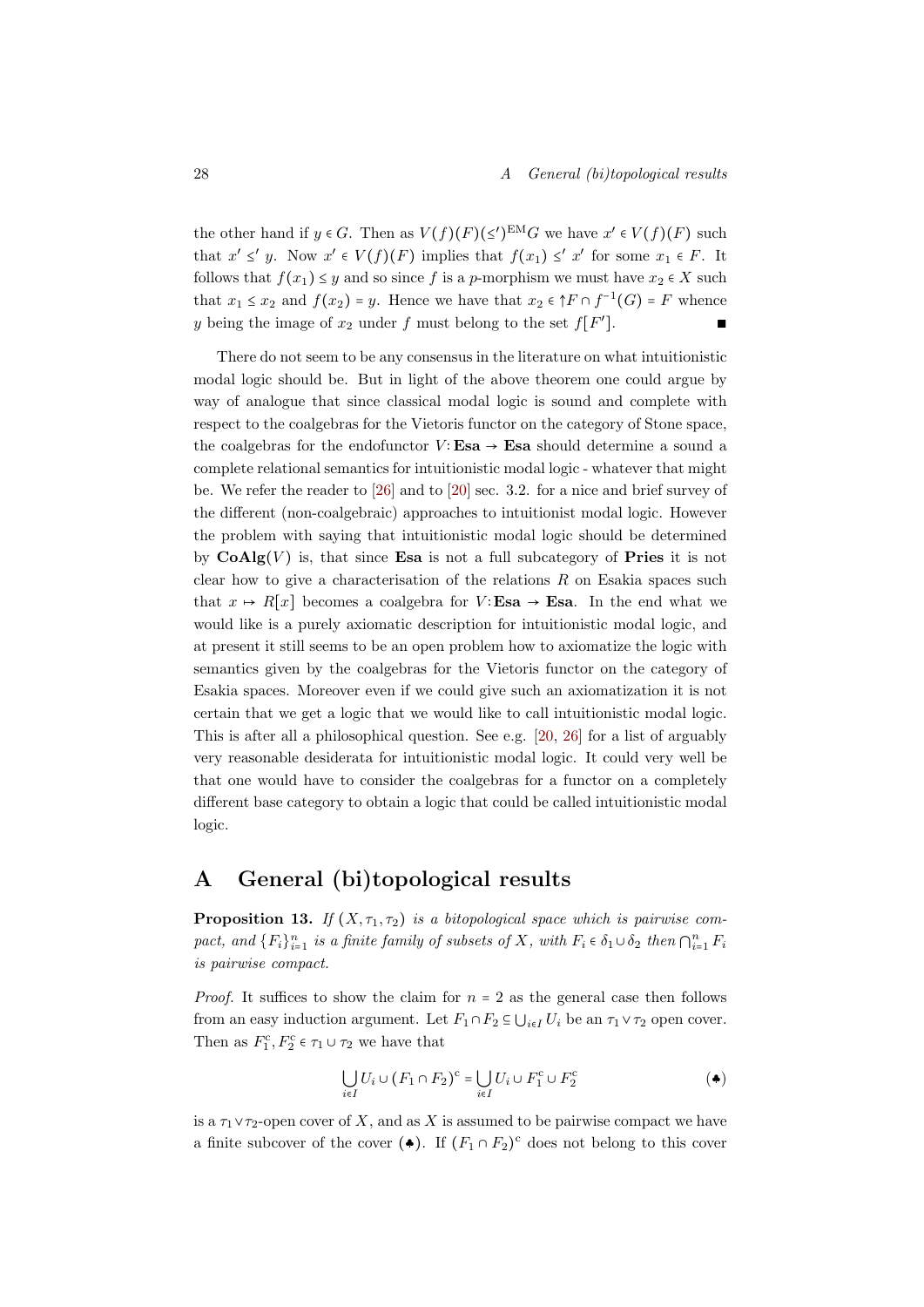the other hand if $y \in G$. Then as $V(f)(F)(\leq')^{\mathrm{EM}}G$ we have $x' \in V(f)(F)$ such that $x' \leq' y$. Now $x' \in V(f)(F)$ implies that $f(x_1) \leq' x'$ for some $x_1 \in F$. It follows that $f(x_1) \leq y$ and so since $f$ is a $p$-morphism we must have $x_2 \in X$ such that $x_1 \leq x_2$ and $f(x_2) = y$. Hence we have that $x_2 \in {\uparrow}F \cap f^{-1}(G) = F$ whence $y$ being the image of $x_2$ under $f$ must belong to the set $f[F']$. ∎

There do not seem to be any consensus in the literature on what intuitionistic modal logic should be. But in light of the above theorem one could argue by way of analogue that since classical modal logic is sound and complete with respect to the coalgebras for the Vietoris functor on the category of Stone space, the coalgebras for the endofunctor $V\colon \mathbf{Esa} \to \mathbf{Esa}$ should determine a sound a complete relational semantics for intuitionistic modal logic - whatever that might be. We refer the reader to [26] and to [20] sec. 3.2. for a nice and brief survey of the different (non-coalgebraic) approaches to intuitionist modal logic. However the problem with saying that intuitionistic modal logic should be determined by $\mathbf{CoAlg}(V)$ is, that since $\mathbf{Esa}$ is not a full subcategory of $\mathbf{Pries}$ it is not clear how to give a characterisation of the relations $R$ on Esakia spaces such that $x \mapsto R[x]$ becomes a coalgebra for $V\colon \mathbf{Esa} \to \mathbf{Esa}$. In the end what we would like is a purely axiomatic description for intuitionistic modal logic, and at present it still seems to be an open problem how to axiomatize the logic with semantics given by the coalgebras for the Vietoris functor on the category of Esakia spaces. Moreover even if we could give such an axiomatization it is not certain that we get a logic that we would like to call intuitionistic modal logic. This is after all a philosophical question. See e.g. [20, 26] for a list of arguably very reasonable desiderata for intuitionistic modal logic. It could very well be that one would have to consider the coalgebras for a functor on a completely different base category to obtain a logic that could be called intuitionistic modal logic.

# A General (bi)topological results

**Proposition 13.** *If $(X, \tau_1, \tau_2)$ is a bitopological space which is pairwise compact, and $\{F_i\}_{i=1}^n$ is a finite family of subsets of $X$, with $F_i \in \delta_1 \cup \delta_2$ then $\bigcap_{i=1}^n F_i$ is pairwise compact.*

*Proof.* It suffices to show the claim for $n = 2$ as the general case then follows from an easy induction argument. Let $F_1 \cap F_2 \subseteq \bigcup_{i \in I} U_i$ be an $\tau_1 \vee \tau_2$ open cover. Then as $F_1^{\mathrm{c}}, F_2^{\mathrm{c}} \in \tau_1 \cup \tau_2$ we have that

$$\bigcup_{i \in I} U_i \cup (F_1 \cap F_2)^{\mathrm{c}} = \bigcup_{i \in I} U_i \cup F_1^{\mathrm{c}} \cup F_2^{\mathrm{c}} \tag{$\clubsuit$}$$

is a $\tau_1 \vee \tau_2$-open cover of $X$, and as $X$ is assumed to be pairwise compact we have a finite subcover of the cover ($\clubsuit$). If $(F_1 \cap F_2)^{\mathrm{c}}$ does not belong to this cover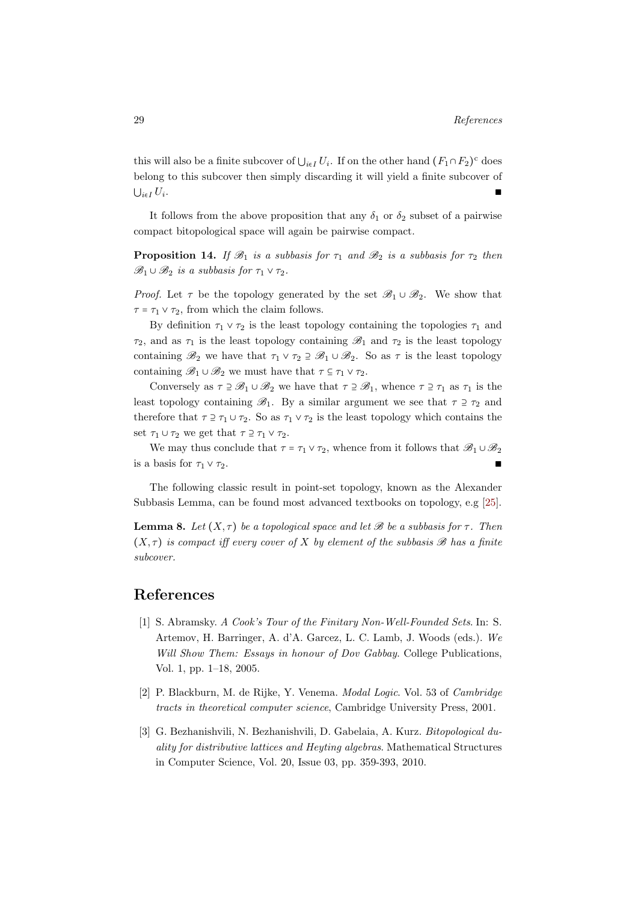this will also be a finite subcover of $\bigcup_{i\in I} U_i$. If on the other hand $(F_1 \cap F_2)^c$ does belong to this subcover then simply discarding it will yield a finite subcover of $\bigcup_{i\in I} U_i$. ∎

It follows from the above proposition that any $\delta_1$ or $\delta_2$ subset of a pairwise compact bitopological space will again be pairwise compact.

**Proposition 14.** *If $\mathscr{B}_1$ is a subbasis for $\tau_1$ and $\mathscr{B}_2$ is a subbasis for $\tau_2$ then $\mathscr{B}_1 \cup \mathscr{B}_2$ is a subbasis for $\tau_1 \vee \tau_2$.*

*Proof.* Let $\tau$ be the topology generated by the set $\mathscr{B}_1 \cup \mathscr{B}_2$. We show that $\tau = \tau_1 \vee \tau_2$, from which the claim follows.

By definition $\tau_1 \vee \tau_2$ is the least topology containing the topologies $\tau_1$ and $\tau_2$, and as $\tau_1$ is the least topology containing $\mathscr{B}_1$ and $\tau_2$ is the least topology containing $\mathscr{B}_2$ we have that $\tau_1 \vee \tau_2 \supseteq \mathscr{B}_1 \cup \mathscr{B}_2$. So as $\tau$ is the least topology containing $\mathscr{B}_1 \cup \mathscr{B}_2$ we must have that $\tau \subseteq \tau_1 \vee \tau_2$.

Conversely as $\tau \supseteq \mathscr{B}_1 \cup \mathscr{B}_2$ we have that $\tau \supseteq \mathscr{B}_1$, whence $\tau \supseteq \tau_1$ as $\tau_1$ is the least topology containing $\mathscr{B}_1$. By a similar argument we see that $\tau \supseteq \tau_2$ and therefore that $\tau \supseteq \tau_1 \cup \tau_2$. So as $\tau_1 \vee \tau_2$ is the least topology which contains the set $\tau_1 \cup \tau_2$ we get that $\tau \supseteq \tau_1 \vee \tau_2$.

We may thus conclude that $\tau = \tau_1 \vee \tau_2$, whence from it follows that $\mathscr{B}_1 \cup \mathscr{B}_2$ is a basis for $\tau_1 \vee \tau_2$. ∎

The following classic result in point-set topology, known as the Alexander Subbasis Lemma, can be found most advanced textbooks on topology, e.g [25].

**Lemma 8.** *Let $(X, \tau)$ be a topological space and let $\mathscr{B}$ be a subbasis for $\tau$. Then $(X, \tau)$ is compact iff every cover of $X$ by element of the subbasis $\mathscr{B}$ has a finite subcover.*

# References

[1] S. Abramsky. *A Cook's Tour of the Finitary Non-Well-Founded Sets*. In: S. Artemov, H. Barringer, A. d'A. Garcez, L. C. Lamb, J. Woods (eds.). *We Will Show Them: Essays in honour of Dov Gabbay*. College Publications, Vol. 1, pp. 1–18, 2005.

[2] P. Blackburn, M. de Rijke, Y. Venema. *Modal Logic*. Vol. 53 of *Cambridge tracts in theoretical computer science*, Cambridge University Press, 2001.

[3] G. Bezhanishvili, N. Bezhanishvili, D. Gabelaia, A. Kurz. *Bitopological duality for distributive lattices and Heyting algebras*. Mathematical Structures in Computer Science, Vol. 20, Issue 03, pp. 359-393, 2010.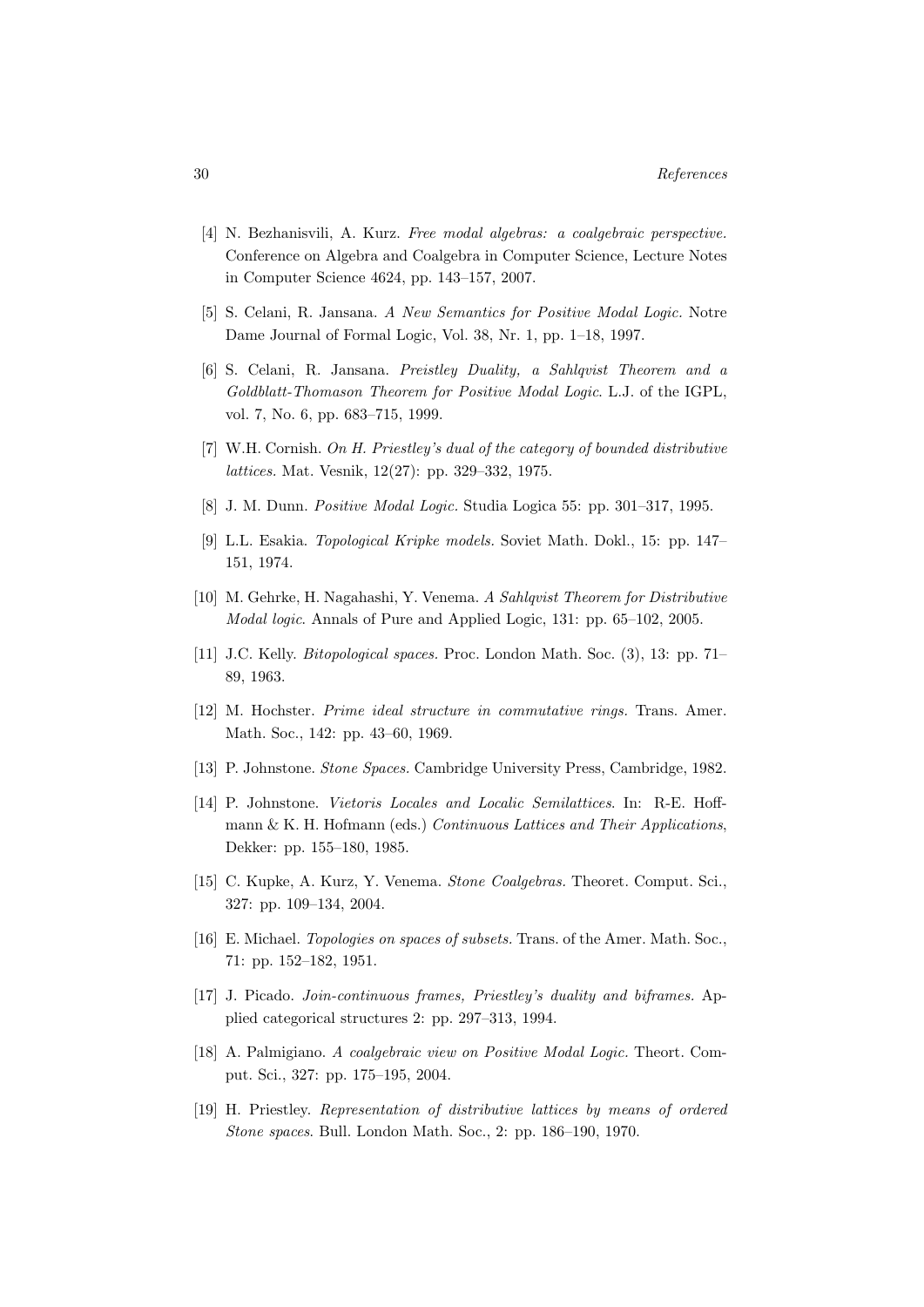[4] N. Bezhanisvili, A. Kurz. *Free modal algebras: a coalgebraic perspective.* Conference on Algebra and Coalgebra in Computer Science, Lecture Notes in Computer Science 4624, pp. 143–157, 2007.

[5] S. Celani, R. Jansana. *A New Semantics for Positive Modal Logic.* Notre Dame Journal of Formal Logic, Vol. 38, Nr. 1, pp. 1–18, 1997.

[6] S. Celani, R. Jansana. *Preistley Duality, a Sahlqvist Theorem and a Goldblatt-Thomason Theorem for Positive Modal Logic.* L.J. of the IGPL, vol. 7, No. 6, pp. 683–715, 1999.

[7] W.H. Cornish. *On H. Priestley's dual of the category of bounded distributive lattices.* Mat. Vesnik, 12(27): pp. 329–332, 1975.

[8] J. M. Dunn. *Positive Modal Logic.* Studia Logica 55: pp. 301–317, 1995.

[9] L.L. Esakia. *Topological Kripke models.* Soviet Math. Dokl., 15: pp. 147–151, 1974.

[10] M. Gehrke, H. Nagahashi, Y. Venema. *A Sahlqvist Theorem for Distributive Modal logic.* Annals of Pure and Applied Logic, 131: pp. 65–102, 2005.

[11] J.C. Kelly. *Bitopological spaces.* Proc. London Math. Soc. (3), 13: pp. 71–89, 1963.

[12] M. Hochster. *Prime ideal structure in commutative rings.* Trans. Amer. Math. Soc., 142: pp. 43–60, 1969.

[13] P. Johnstone. *Stone Spaces.* Cambridge University Press, Cambridge, 1982.

[14] P. Johnstone. *Vietoris Locales and Localic Semilattices.* In: R-E. Hoffmann & K. H. Hofmann (eds.) *Continuous Lattices and Their Applications*, Dekker: pp. 155–180, 1985.

[15] C. Kupke, A. Kurz, Y. Venema. *Stone Coalgebras.* Theoret. Comput. Sci., 327: pp. 109–134, 2004.

[16] E. Michael. *Topologies on spaces of subsets.* Trans. of the Amer. Math. Soc., 71: pp. 152–182, 1951.

[17] J. Picado. *Join-continuous frames, Priestley's duality and biframes.* Applied categorical structures 2: pp. 297–313, 1994.

[18] A. Palmigiano. *A coalgebraic view on Positive Modal Logic.* Theort. Comput. Sci., 327: pp. 175–195, 2004.

[19] H. Priestley. *Representation of distributive lattices by means of ordered Stone spaces.* Bull. London Math. Soc., 2: pp. 186–190, 1970.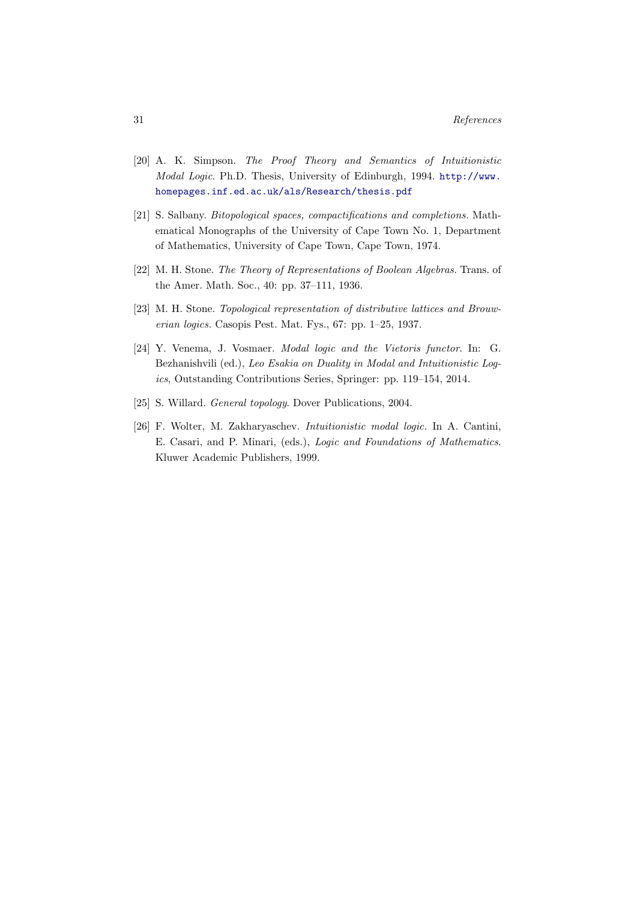[20] A. K. Simpson. *The Proof Theory and Semantics of Intuitionistic Modal Logic*. Ph.D. Thesis, University of Edinburgh, 1994. http://www.homepages.inf.ed.ac.uk/als/Research/thesis.pdf

[21] S. Salbany. *Bitopological spaces, compactifications and completions.* Mathematical Monographs of the University of Cape Town No. 1, Department of Mathematics, University of Cape Town, Cape Town, 1974.

[22] M. H. Stone. *The Theory of Representations of Boolean Algebras.* Trans. of the Amer. Math. Soc., 40: pp. 37–111, 1936.

[23] M. H. Stone. *Topological representation of distributive lattices and Brouwerian logics.* Casopis Pest. Mat. Fys., 67: pp. 1–25, 1937.

[24] Y. Venema, J. Vosmaer. *Modal logic and the Vietoris functor.* In: G. Bezhanishvili (ed.), *Leo Esakia on Duality in Modal and Intuitionistic Logics*, Outstanding Contributions Series, Springer: pp. 119–154, 2014.

[25] S. Willard. *General topology*. Dover Publications, 2004.

[26] F. Wolter, M. Zakharyaschev. *Intuitionistic modal logic.* In A. Cantini, E. Casari, and P. Minari, (eds.), *Logic and Foundations of Mathematics*. Kluwer Academic Publishers, 1999.